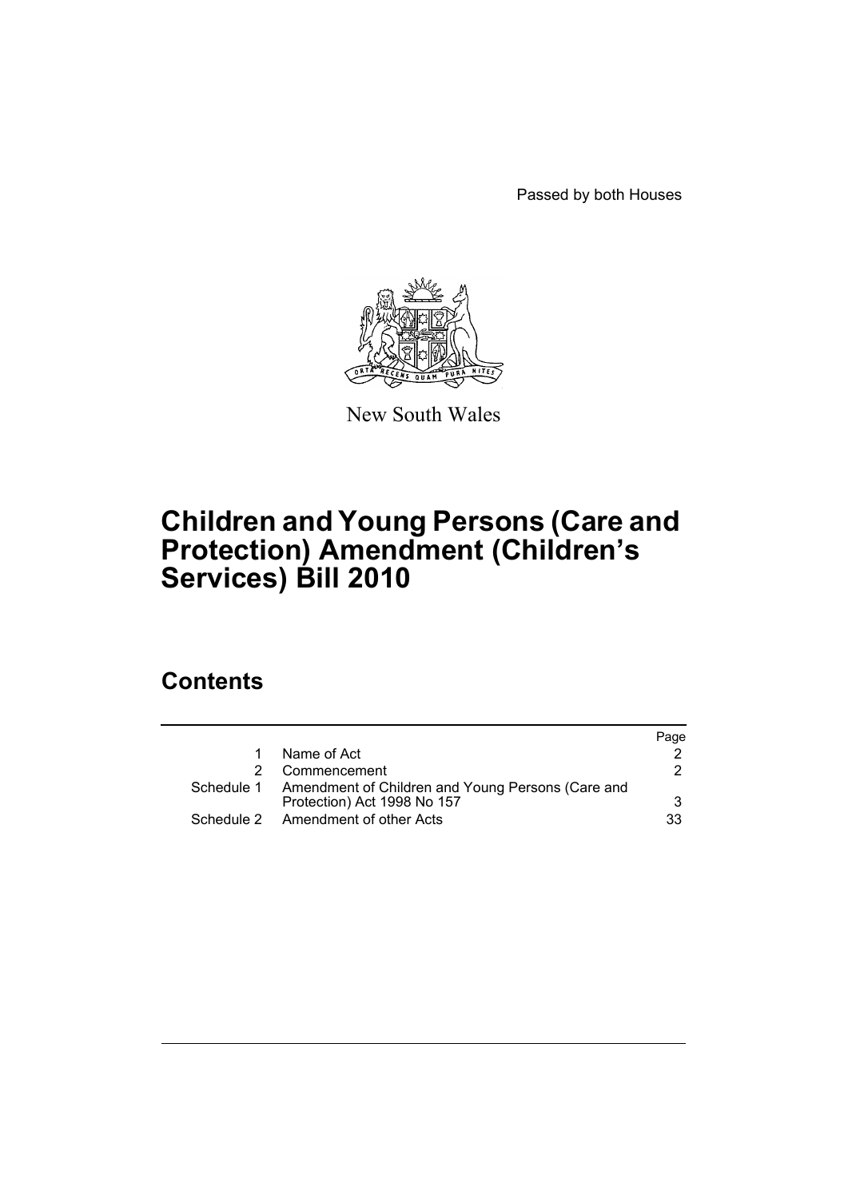Passed by both Houses

New South Wales

# Children and Young Persons (Care and Protection) Amendment (Children's Services) Bill 2010

## Contents

| | | Page |
|---|---|---|
| 1 | Name of Act | 2 |
| 2 | Commencement | 2 |
| Schedule 1 | Amendment of Children and Young Persons (Care and Protection) Act 1998 No 157 | 3 |
| Schedule 2 | Amendment of other Acts | 33 |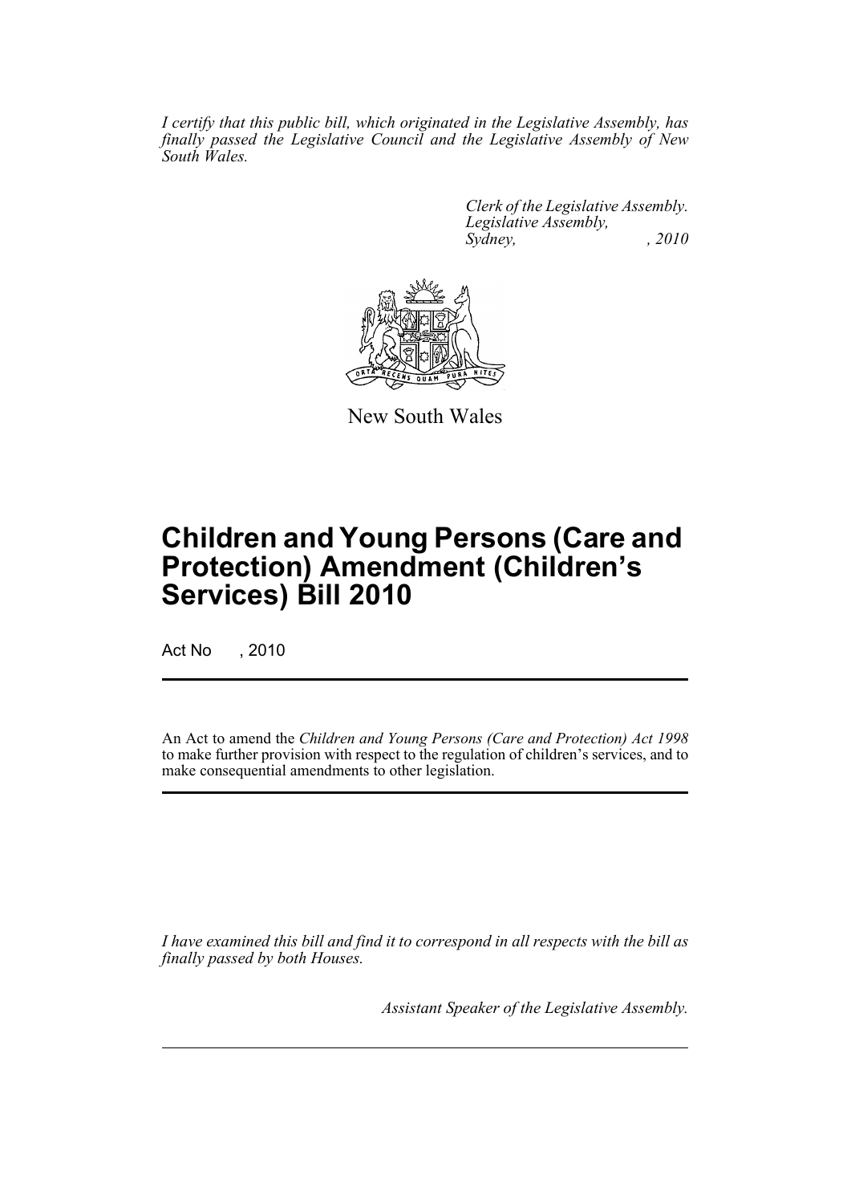*I certify that this public bill, which originated in the Legislative Assembly, has finally passed the Legislative Council and the Legislative Assembly of New South Wales.*

*Clerk of the Legislative Assembly.*
*Legislative Assembly,*
*Sydney, , 2010*

New South Wales

# Children and Young Persons (Care and Protection) Amendment (Children's Services) Bill 2010

Act No , 2010

An Act to amend the *Children and Young Persons (Care and Protection) Act 1998* to make further provision with respect to the regulation of children's services, and to make consequential amendments to other legislation.

*I have examined this bill and find it to correspond in all respects with the bill as finally passed by both Houses.*

*Assistant Speaker of the Legislative Assembly.*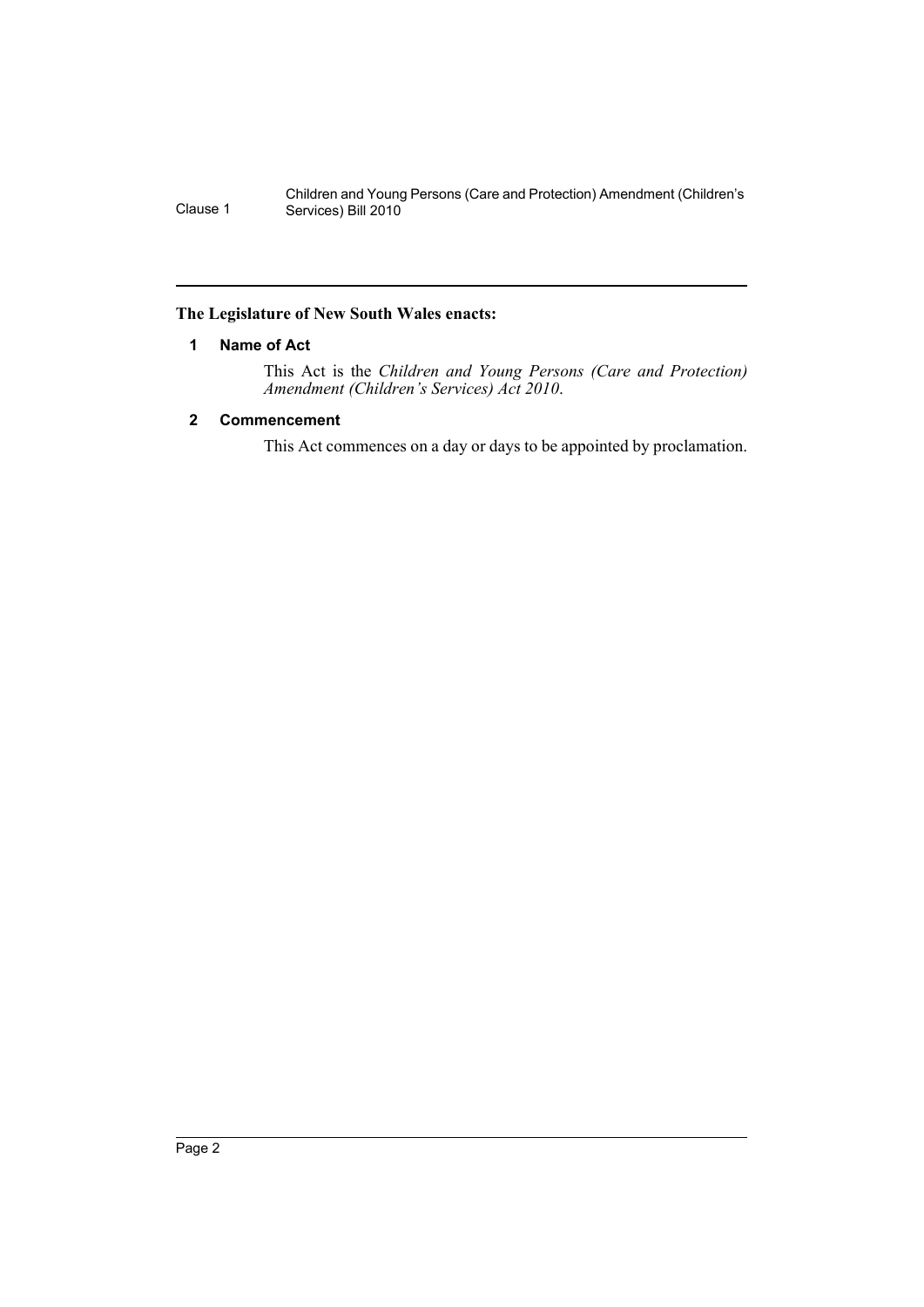**The Legislature of New South Wales enacts:**

## 1 Name of Act

This Act is the *Children and Young Persons (Care and Protection) Amendment (Children's Services) Act 2010*.

## 2 Commencement

This Act commences on a day or days to be appointed by proclamation.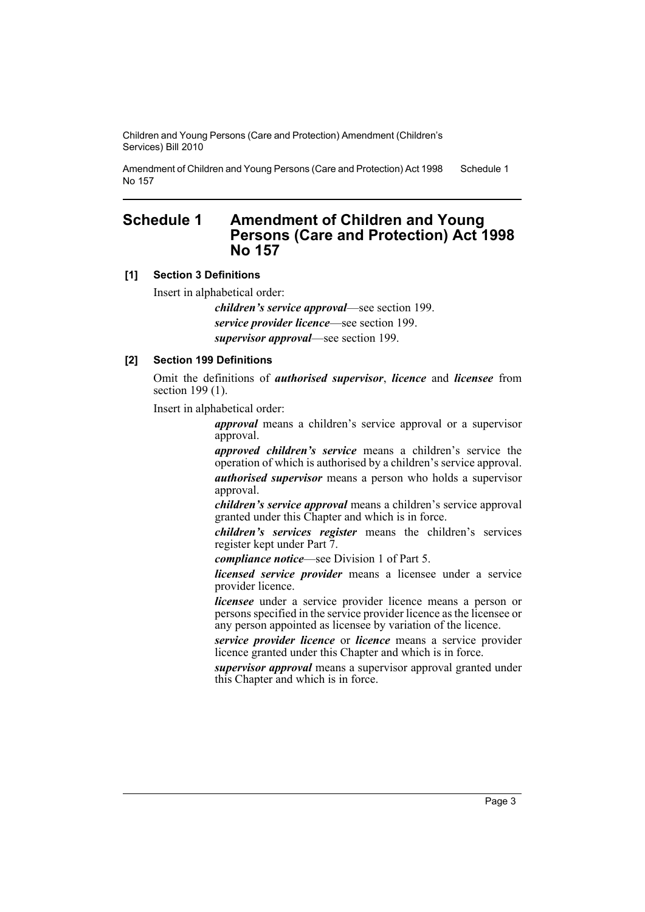# Schedule 1 Amendment of Children and Young Persons (Care and Protection) Act 1998 No 157

**[1] Section 3 Definitions**

Insert in alphabetical order:

> ***children's service approval***—see section 199.
>
> ***service provider licence***—see section 199.
>
> ***supervisor approval***—see section 199.

**[2] Section 199 Definitions**

Omit the definitions of ***authorised supervisor***, ***licence*** and ***licensee*** from section 199 (1).

Insert in alphabetical order:

> ***approval*** means a children's service approval or a supervisor approval.
>
> ***approved children's service*** means a children's service the operation of which is authorised by a children's service approval.
>
> ***authorised supervisor*** means a person who holds a supervisor approval.
>
> ***children's service approval*** means a children's service approval granted under this Chapter and which is in force.
>
> ***children's services register*** means the children's services register kept under Part 7.
>
> ***compliance notice***—see Division 1 of Part 5.
>
> ***licensed service provider*** means a licensee under a service provider licence.
>
> ***licensee*** under a service provider licence means a person or persons specified in the service provider licence as the licensee or any person appointed as licensee by variation of the licence.
>
> ***service provider licence*** or ***licence*** means a service provider licence granted under this Chapter and which is in force.
>
> ***supervisor approval*** means a supervisor approval granted under this Chapter and which is in force.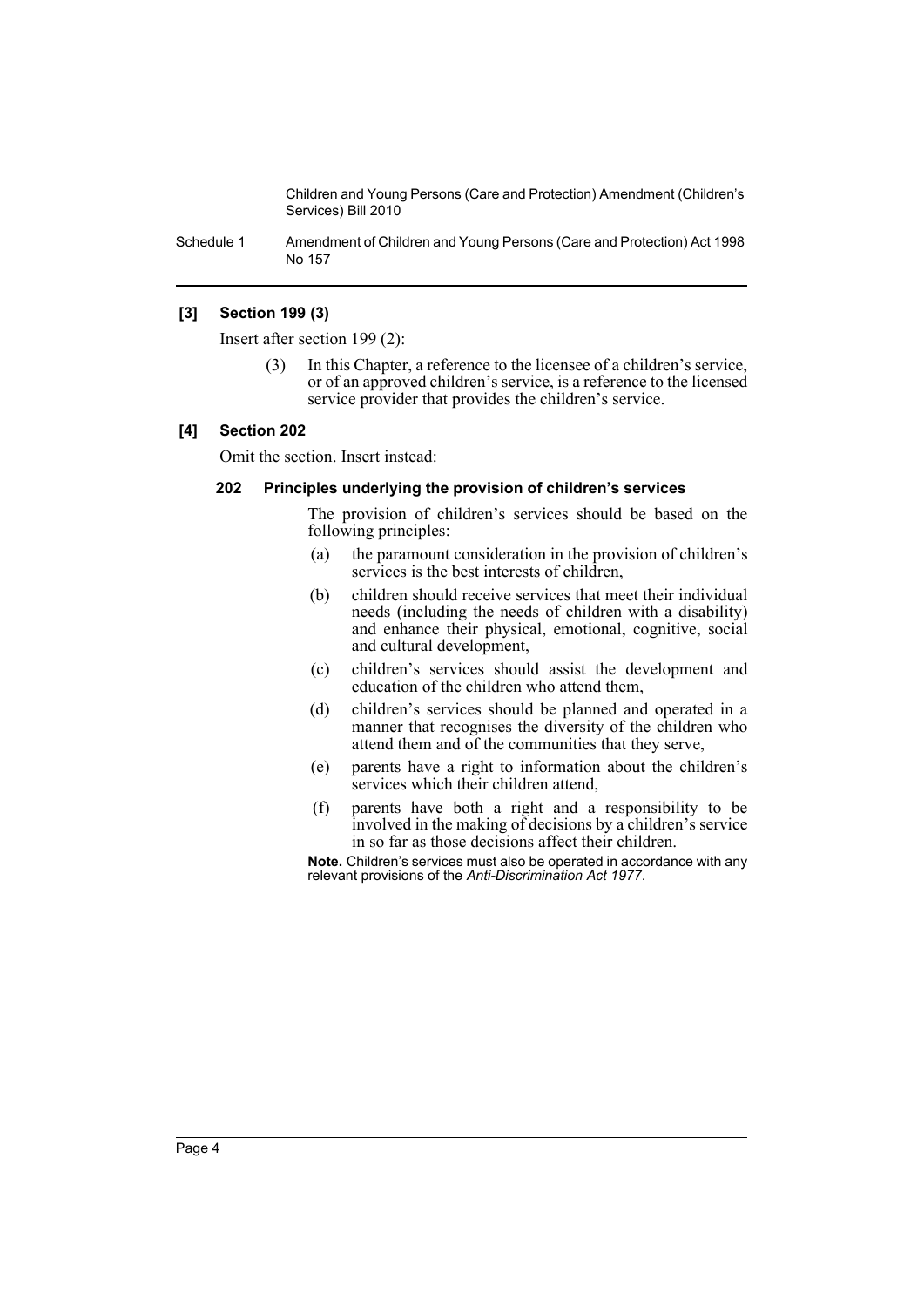### [3] Section 199 (3)

Insert after section 199 (2):

(3) In this Chapter, a reference to the licensee of a children's service, or of an approved children's service, is a reference to the licensed service provider that provides the children's service.

### [4] Section 202

Omit the section. Insert instead:

#### 202 Principles underlying the provision of children's services

The provision of children's services should be based on the following principles:

(a) the paramount consideration in the provision of children's services is the best interests of children,

(b) children should receive services that meet their individual needs (including the needs of children with a disability) and enhance their physical, emotional, cognitive, social and cultural development,

(c) children's services should assist the development and education of the children who attend them,

(d) children's services should be planned and operated in a manner that recognises the diversity of the children who attend them and of the communities that they serve,

(e) parents have a right to information about the children's services which their children attend,

(f) parents have both a right and a responsibility to be involved in the making of decisions by a children's service in so far as those decisions affect their children.

**Note.** Children's services must also be operated in accordance with any relevant provisions of the *Anti-Discrimination Act 1977*.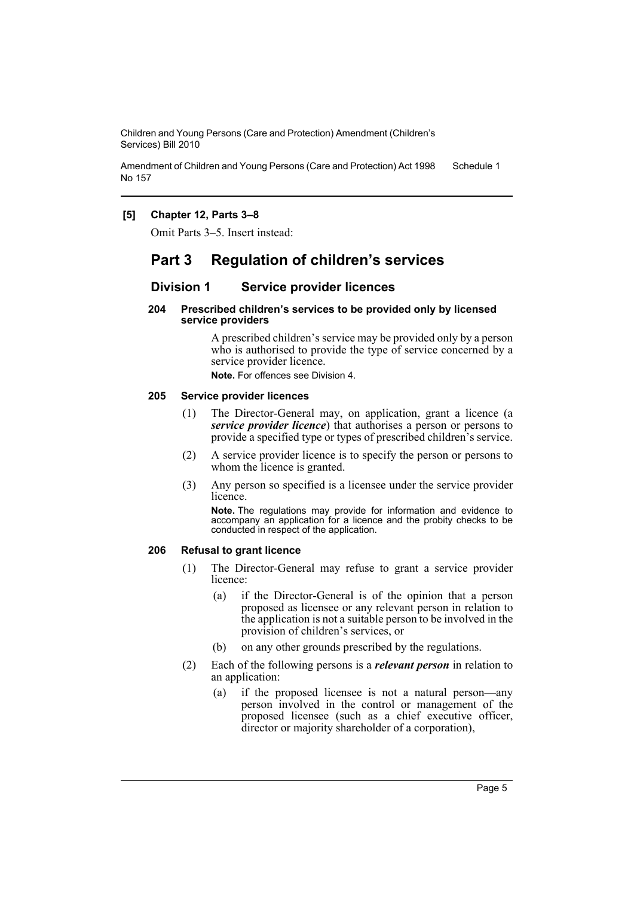**[5] Chapter 12, Parts 3–8**

Omit Parts 3–5. Insert instead:

# Part 3 Regulation of children's services

## Division 1 Service provider licences

### 204 Prescribed children's services to be provided only by licensed service providers

A prescribed children's service may be provided only by a person who is authorised to provide the type of service concerned by a service provider licence.

**Note.** For offences see Division 4.

### 205 Service provider licences

(1) The Director-General may, on application, grant a licence (a ***service provider licence***) that authorises a person or persons to provide a specified type or types of prescribed children's service.

(2) A service provider licence is to specify the person or persons to whom the licence is granted.

(3) Any person so specified is a licensee under the service provider licence.

**Note.** The regulations may provide for information and evidence to accompany an application for a licence and the probity checks to be conducted in respect of the application.

### 206 Refusal to grant licence

(1) The Director-General may refuse to grant a service provider licence:

(a) if the Director-General is of the opinion that a person proposed as licensee or any relevant person in relation to the application is not a suitable person to be involved in the provision of children's services, or

(b) on any other grounds prescribed by the regulations.

(2) Each of the following persons is a ***relevant person*** in relation to an application:

(a) if the proposed licensee is not a natural person—any person involved in the control or management of the proposed licensee (such as a chief executive officer, director or majority shareholder of a corporation),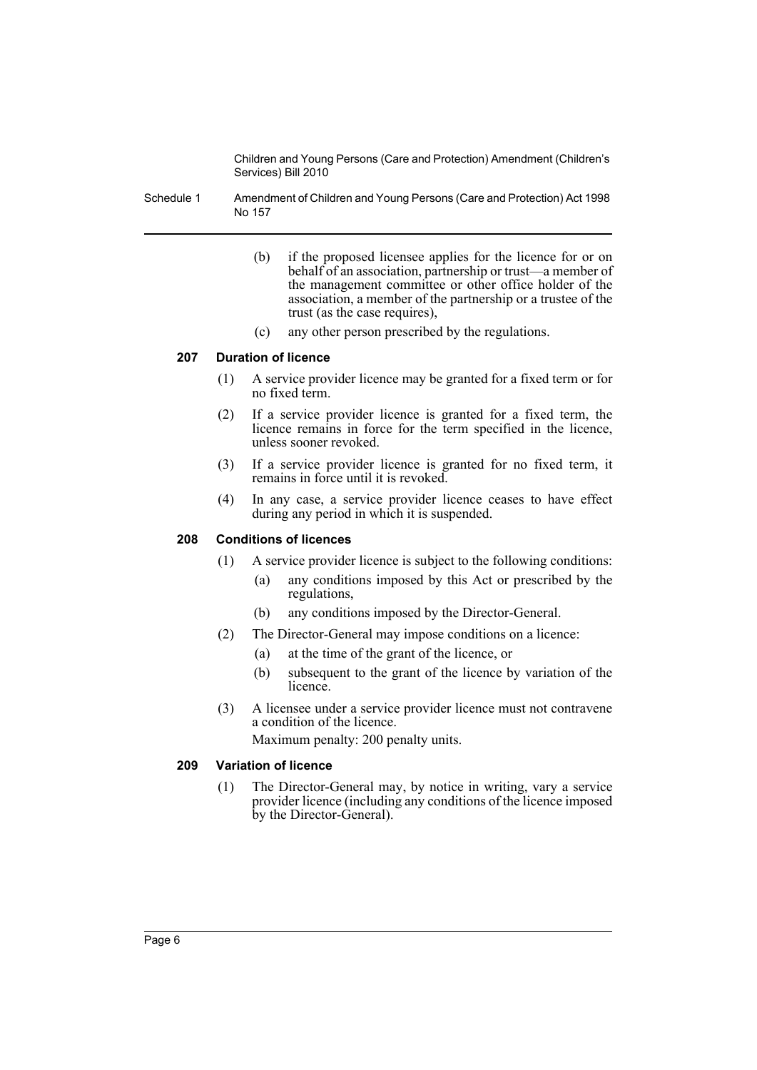(b) if the proposed licensee applies for the licence for or on behalf of an association, partnership or trust—a member of the management committee or other office holder of the association, a member of the partnership or a trustee of the trust (as the case requires),

(c) any other person prescribed by the regulations.

### 207 Duration of licence

(1) A service provider licence may be granted for a fixed term or for no fixed term.

(2) If a service provider licence is granted for a fixed term, the licence remains in force for the term specified in the licence, unless sooner revoked.

(3) If a service provider licence is granted for no fixed term, it remains in force until it is revoked.

(4) In any case, a service provider licence ceases to have effect during any period in which it is suspended.

### 208 Conditions of licences

(1) A service provider licence is subject to the following conditions:

(a) any conditions imposed by this Act or prescribed by the regulations,

(b) any conditions imposed by the Director-General.

(2) The Director-General may impose conditions on a licence:

(a) at the time of the grant of the licence, or

(b) subsequent to the grant of the licence by variation of the licence.

(3) A licensee under a service provider licence must not contravene a condition of the licence.

Maximum penalty: 200 penalty units.

### 209 Variation of licence

(1) The Director-General may, by notice in writing, vary a service provider licence (including any conditions of the licence imposed by the Director-General).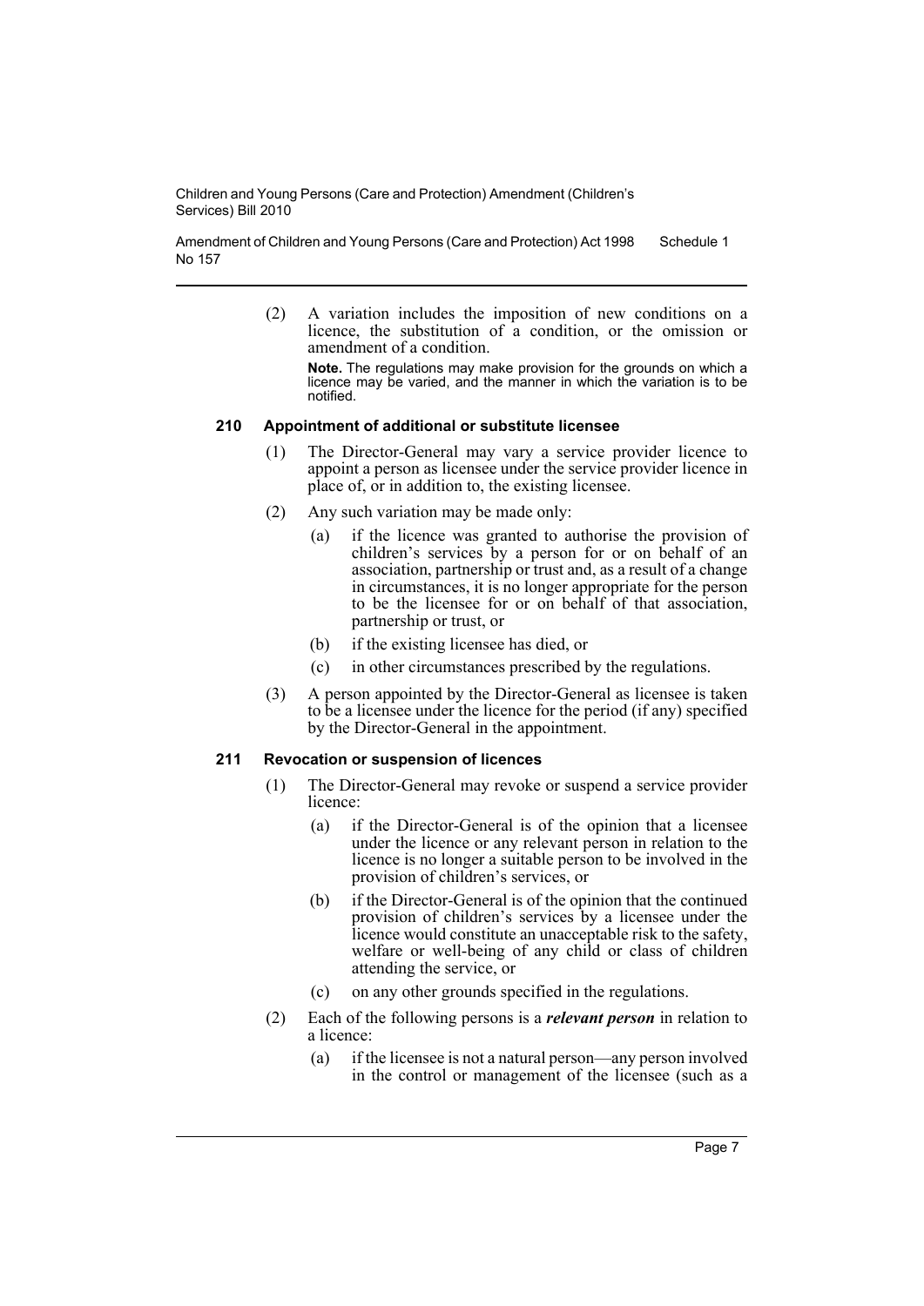(2) A variation includes the imposition of new conditions on a licence, the substitution of a condition, or the omission or amendment of a condition.

**Note.** The regulations may make provision for the grounds on which a licence may be varied, and the manner in which the variation is to be notified.

### 210 Appointment of additional or substitute licensee

(1) The Director-General may vary a service provider licence to appoint a person as licensee under the service provider licence in place of, or in addition to, the existing licensee.

(2) Any such variation may be made only:

- (a) if the licence was granted to authorise the provision of children's services by a person for or on behalf of an association, partnership or trust and, as a result of a change in circumstances, it is no longer appropriate for the person to be the licensee for or on behalf of that association, partnership or trust, or
- (b) if the existing licensee has died, or
- (c) in other circumstances prescribed by the regulations.

(3) A person appointed by the Director-General as licensee is taken to be a licensee under the licence for the period (if any) specified by the Director-General in the appointment.

### 211 Revocation or suspension of licences

(1) The Director-General may revoke or suspend a service provider licence:

- (a) if the Director-General is of the opinion that a licensee under the licence or any relevant person in relation to the licence is no longer a suitable person to be involved in the provision of children's services, or
- (b) if the Director-General is of the opinion that the continued provision of children's services by a licensee under the licence would constitute an unacceptable risk to the safety, welfare or well-being of any child or class of children attending the service, or
- (c) on any other grounds specified in the regulations.

(2) Each of the following persons is a ***relevant person*** in relation to a licence:

- (a) if the licensee is not a natural person—any person involved in the control or management of the licensee (such as a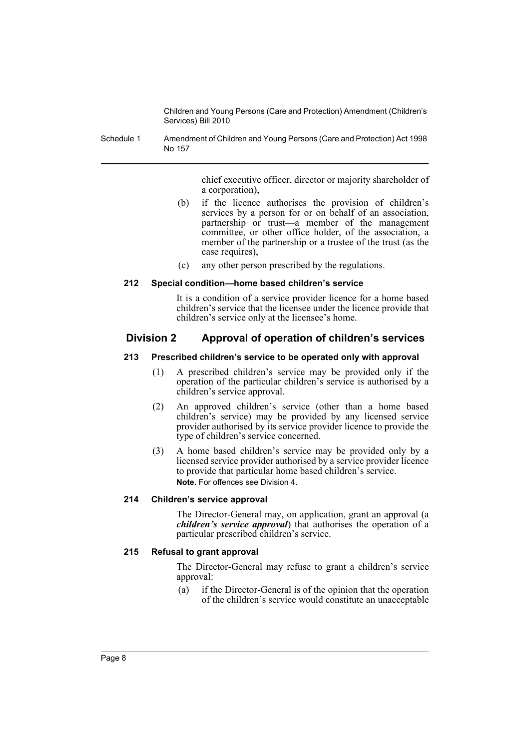chief executive officer, director or majority shareholder of a corporation),

(b) if the licence authorises the provision of children's services by a person for or on behalf of an association, partnership or trust—a member of the management committee, or other office holder, of the association, a member of the partnership or a trustee of the trust (as the case requires),

(c) any other person prescribed by the regulations.

#### 212 Special condition—home based children's service

It is a condition of a service provider licence for a home based children's service that the licensee under the licence provide that children's service only at the licensee's home.

### Division 2 Approval of operation of children's services

#### 213 Prescribed children's service to be operated only with approval

(1) A prescribed children's service may be provided only if the operation of the particular children's service is authorised by a children's service approval.

(2) An approved children's service (other than a home based children's service) may be provided by any licensed service provider authorised by its service provider licence to provide the type of children's service concerned.

(3) A home based children's service may be provided only by a licensed service provider authorised by a service provider licence to provide that particular home based children's service.

**Note.** For offences see Division 4.

#### 214 Children's service approval

The Director-General may, on application, grant an approval (a ***children's service approval***) that authorises the operation of a particular prescribed children's service.

#### 215 Refusal to grant approval

The Director-General may refuse to grant a children's service approval:

(a) if the Director-General is of the opinion that the operation of the children's service would constitute an unacceptable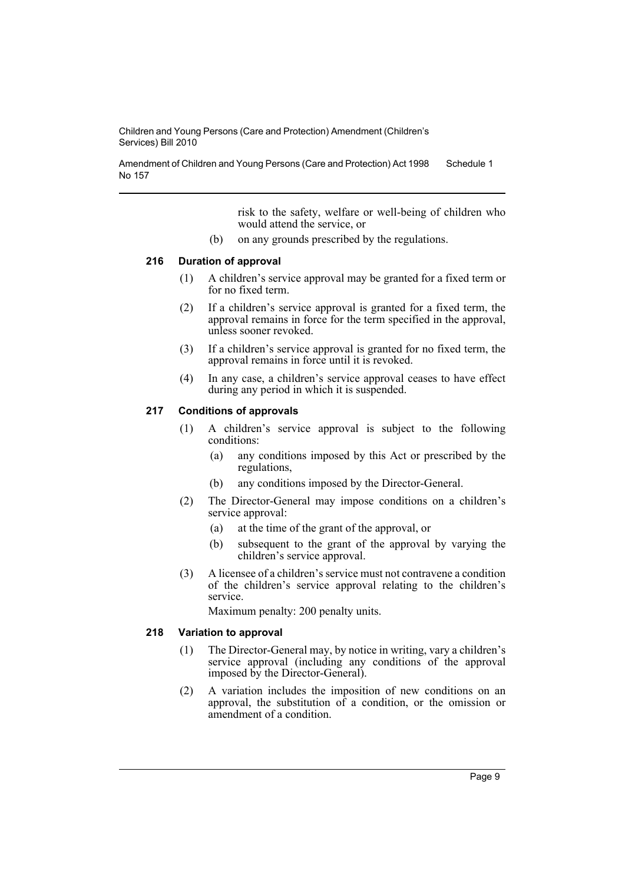risk to the safety, welfare or well-being of children who would attend the service, or

(b) on any grounds prescribed by the regulations.

### 216 Duration of approval

(1) A children's service approval may be granted for a fixed term or for no fixed term.

(2) If a children's service approval is granted for a fixed term, the approval remains in force for the term specified in the approval, unless sooner revoked.

(3) If a children's service approval is granted for no fixed term, the approval remains in force until it is revoked.

(4) In any case, a children's service approval ceases to have effect during any period in which it is suspended.

### 217 Conditions of approvals

(1) A children's service approval is subject to the following conditions:

- (a) any conditions imposed by this Act or prescribed by the regulations,
- (b) any conditions imposed by the Director-General.

(2) The Director-General may impose conditions on a children's service approval:

- (a) at the time of the grant of the approval, or
- (b) subsequent to the grant of the approval by varying the children's service approval.

(3) A licensee of a children's service must not contravene a condition of the children's service approval relating to the children's service.

Maximum penalty: 200 penalty units.

### 218 Variation to approval

(1) The Director-General may, by notice in writing, vary a children's service approval (including any conditions of the approval imposed by the Director-General).

(2) A variation includes the imposition of new conditions on an approval, the substitution of a condition, or the omission or amendment of a condition.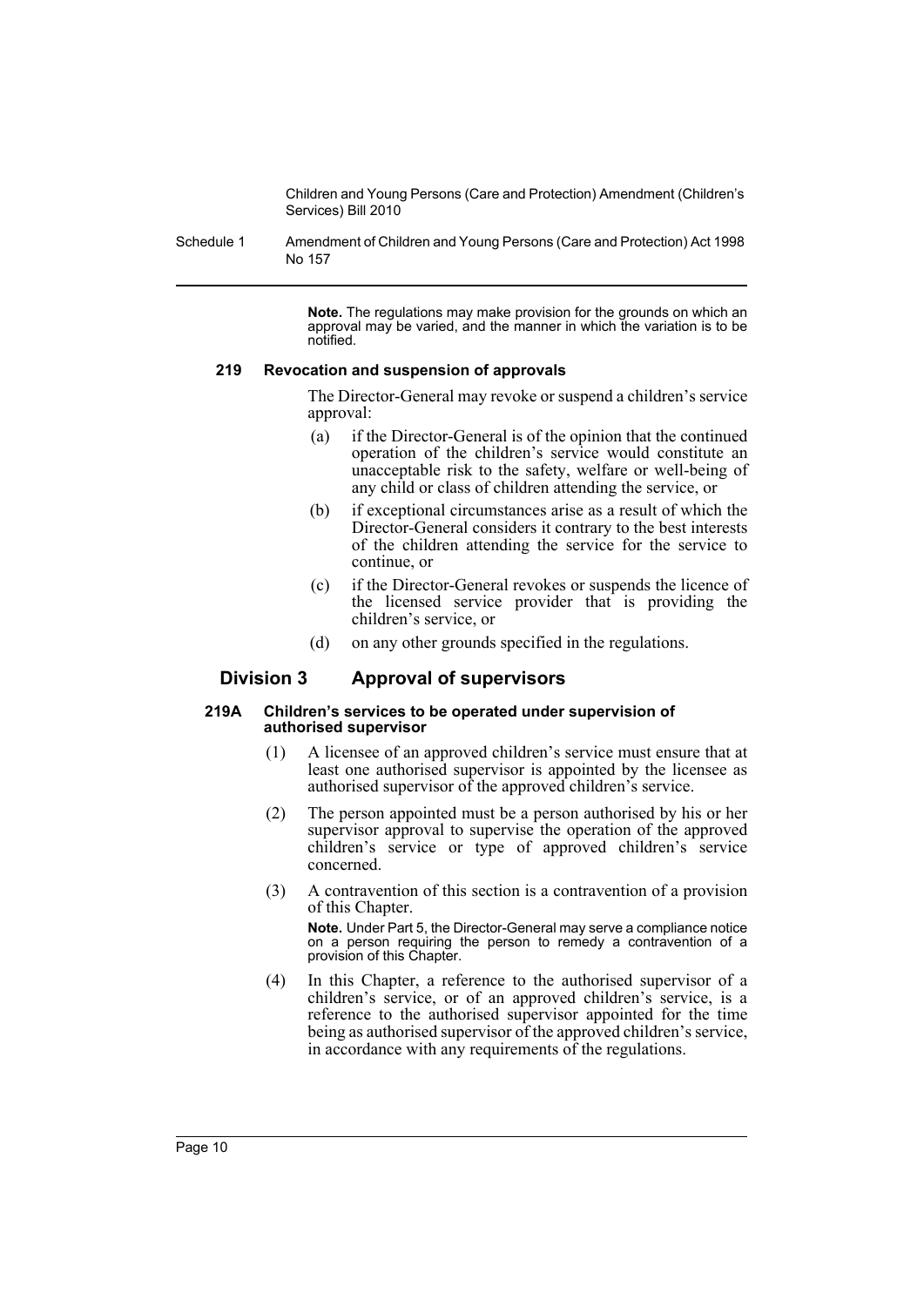**Note.** The regulations may make provision for the grounds on which an approval may be varied, and the manner in which the variation is to be notified.

#### 219 Revocation and suspension of approvals

The Director-General may revoke or suspend a children's service approval:

(a) if the Director-General is of the opinion that the continued operation of the children's service would constitute an unacceptable risk to the safety, welfare or well-being of any child or class of children attending the service, or

(b) if exceptional circumstances arise as a result of which the Director-General considers it contrary to the best interests of the children attending the service for the service to continue, or

(c) if the Director-General revokes or suspends the licence of the licensed service provider that is providing the children's service, or

(d) on any other grounds specified in the regulations.

### Division 3 Approval of supervisors

#### 219A Children's services to be operated under supervision of authorised supervisor

(1) A licensee of an approved children's service must ensure that at least one authorised supervisor is appointed by the licensee as authorised supervisor of the approved children's service.

(2) The person appointed must be a person authorised by his or her supervisor approval to supervise the operation of the approved children's service or type of approved children's service concerned.

(3) A contravention of this section is a contravention of a provision of this Chapter.

**Note.** Under Part 5, the Director-General may serve a compliance notice on a person requiring the person to remedy a contravention of a provision of this Chapter.

(4) In this Chapter, a reference to the authorised supervisor of a children's service, or of an approved children's service, is a reference to the authorised supervisor appointed for the time being as authorised supervisor of the approved children's service, in accordance with any requirements of the regulations.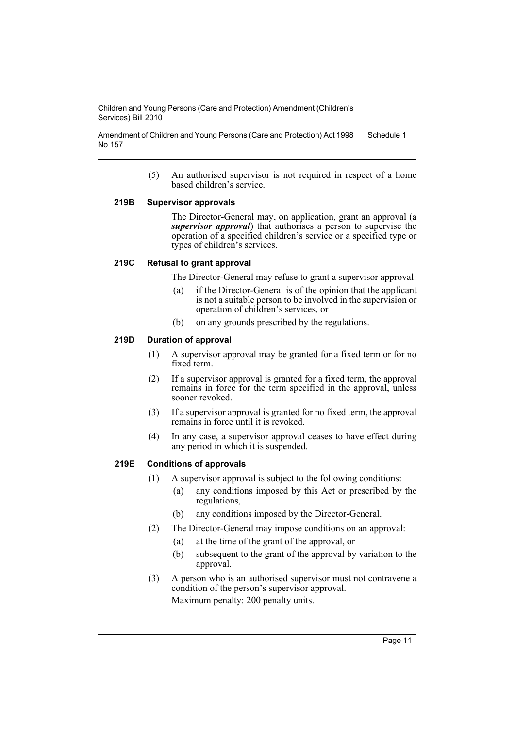(5) An authorised supervisor is not required in respect of a home based children's service.

### 219B Supervisor approvals

The Director-General may, on application, grant an approval (a ***supervisor approval***) that authorises a person to supervise the operation of a specified children's service or a specified type or types of children's services.

### 219C Refusal to grant approval

The Director-General may refuse to grant a supervisor approval:

(a) if the Director-General is of the opinion that the applicant is not a suitable person to be involved in the supervision or operation of children's services, or

(b) on any grounds prescribed by the regulations.

### 219D Duration of approval

(1) A supervisor approval may be granted for a fixed term or for no fixed term.

(2) If a supervisor approval is granted for a fixed term, the approval remains in force for the term specified in the approval, unless sooner revoked.

(3) If a supervisor approval is granted for no fixed term, the approval remains in force until it is revoked.

(4) In any case, a supervisor approval ceases to have effect during any period in which it is suspended.

### 219E Conditions of approvals

(1) A supervisor approval is subject to the following conditions:

(a) any conditions imposed by this Act or prescribed by the regulations,

(b) any conditions imposed by the Director-General.

(2) The Director-General may impose conditions on an approval:

(a) at the time of the grant of the approval, or

(b) subsequent to the grant of the approval by variation to the approval.

(3) A person who is an authorised supervisor must not contravene a condition of the person's supervisor approval.

Maximum penalty: 200 penalty units.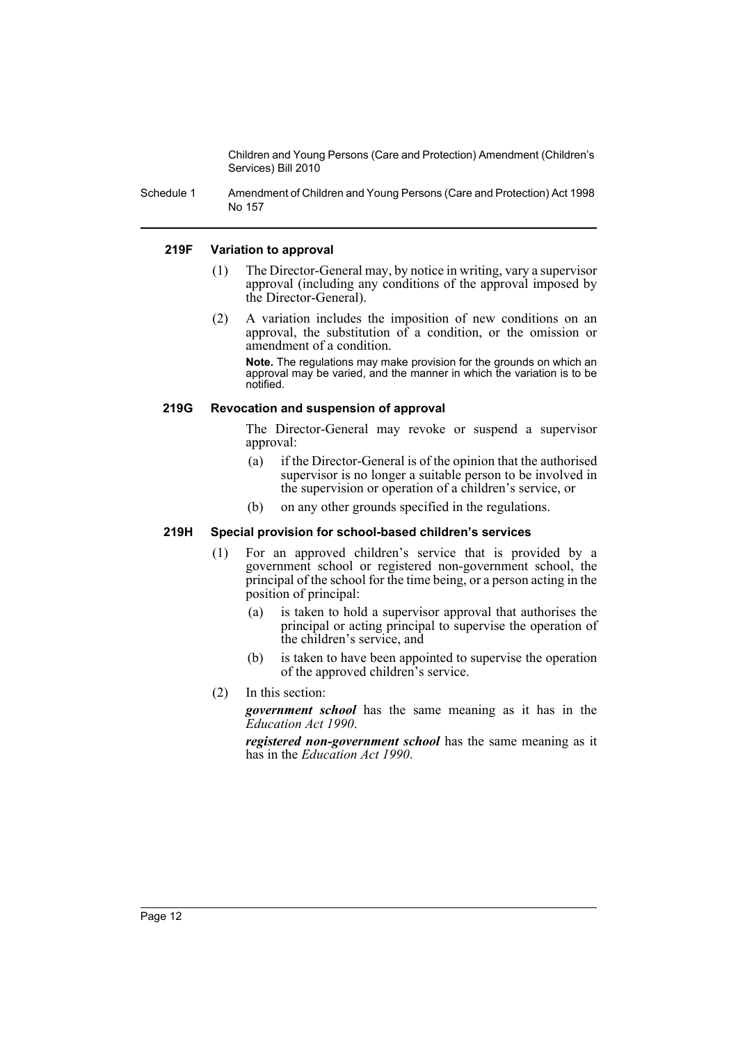#### 219F Variation to approval

(1) The Director-General may, by notice in writing, vary a supervisor approval (including any conditions of the approval imposed by the Director-General).

(2) A variation includes the imposition of new conditions on an approval, the substitution of a condition, or the omission or amendment of a condition.

**Note.** The regulations may make provision for the grounds on which an approval may be varied, and the manner in which the variation is to be notified.

#### 219G Revocation and suspension of approval

The Director-General may revoke or suspend a supervisor approval:

(a) if the Director-General is of the opinion that the authorised supervisor is no longer a suitable person to be involved in the supervision or operation of a children's service, or

(b) on any other grounds specified in the regulations.

#### 219H Special provision for school-based children's services

(1) For an approved children's service that is provided by a government school or registered non-government school, the principal of the school for the time being, or a person acting in the position of principal:

(a) is taken to hold a supervisor approval that authorises the principal or acting principal to supervise the operation of the children's service, and

(b) is taken to have been appointed to supervise the operation of the approved children's service.

(2) In this section:

***government school*** has the same meaning as it has in the *Education Act 1990*.

***registered non-government school*** has the same meaning as it has in the *Education Act 1990*.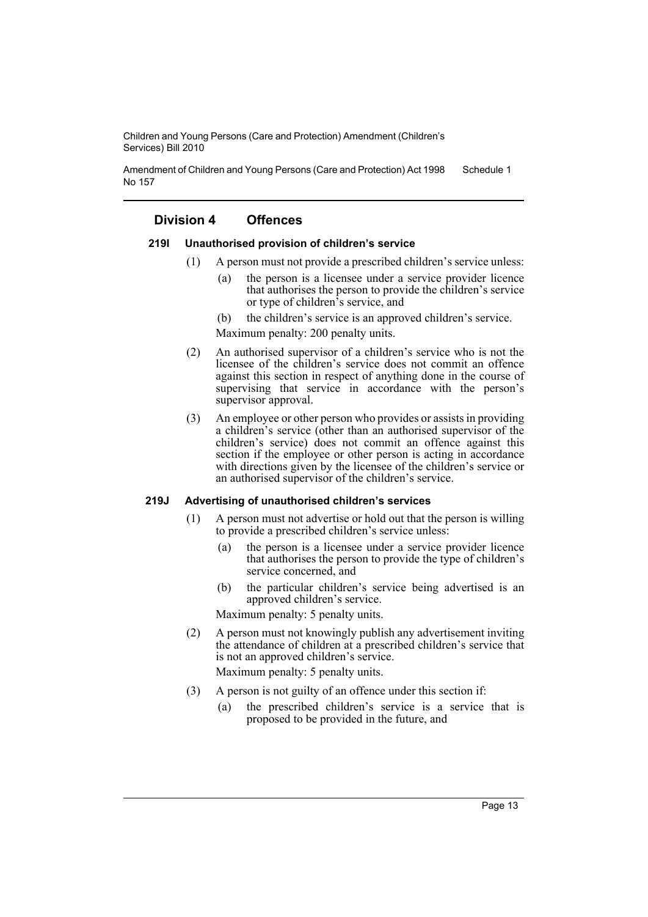## Division 4 Offences

### 219I Unauthorised provision of children's service

(1) A person must not provide a prescribed children's service unless:

(a) the person is a licensee under a service provider licence that authorises the person to provide the children's service or type of children's service, and

(b) the children's service is an approved children's service.

Maximum penalty: 200 penalty units.

(2) An authorised supervisor of a children's service who is not the licensee of the children's service does not commit an offence against this section in respect of anything done in the course of supervising that service in accordance with the person's supervisor approval.

(3) An employee or other person who provides or assists in providing a children's service (other than an authorised supervisor of the children's service) does not commit an offence against this section if the employee or other person is acting in accordance with directions given by the licensee of the children's service or an authorised supervisor of the children's service.

### 219J Advertising of unauthorised children's services

(1) A person must not advertise or hold out that the person is willing to provide a prescribed children's service unless:

(a) the person is a licensee under a service provider licence that authorises the person to provide the type of children's service concerned, and

(b) the particular children's service being advertised is an approved children's service.

Maximum penalty: 5 penalty units.

(2) A person must not knowingly publish any advertisement inviting the attendance of children at a prescribed children's service that is not an approved children's service.

Maximum penalty: 5 penalty units.

(3) A person is not guilty of an offence under this section if:

(a) the prescribed children's service is a service that is proposed to be provided in the future, and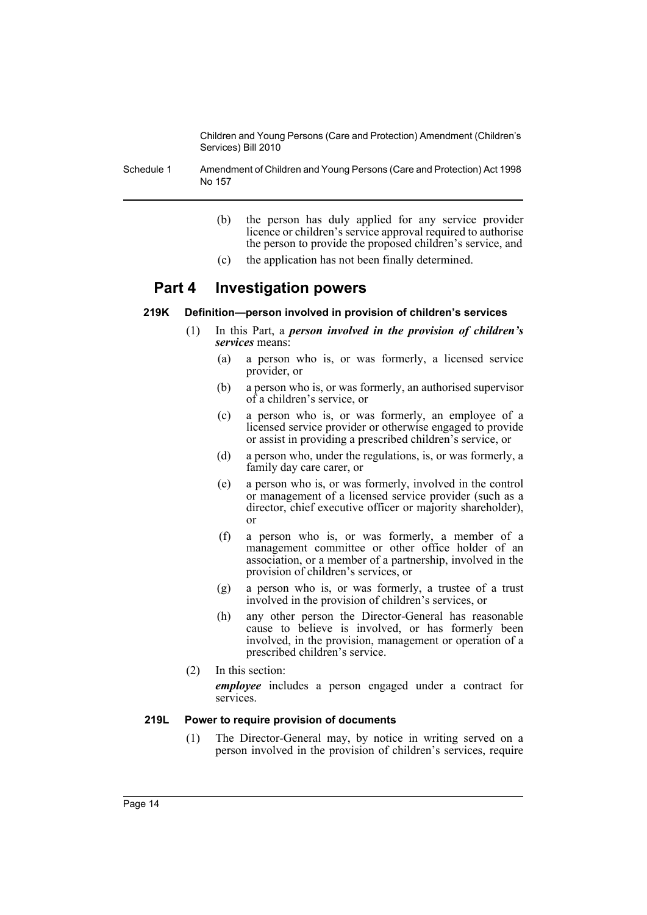(b) the person has duly applied for any service provider licence or children's service approval required to authorise the person to provide the proposed children's service, and

(c) the application has not been finally determined.

## Part 4 Investigation powers

### 219K Definition—person involved in provision of children's services

(1) In this Part, a ***person involved in the provision of children's services*** means:

(a) a person who is, or was formerly, a licensed service provider, or

(b) a person who is, or was formerly, an authorised supervisor of a children's service, or

(c) a person who is, or was formerly, an employee of a licensed service provider or otherwise engaged to provide or assist in providing a prescribed children's service, or

(d) a person who, under the regulations, is, or was formerly, a family day care carer, or

(e) a person who is, or was formerly, involved in the control or management of a licensed service provider (such as a director, chief executive officer or majority shareholder), or

(f) a person who is, or was formerly, a member of a management committee or other office holder of an association, or a member of a partnership, involved in the provision of children's services, or

(g) a person who is, or was formerly, a trustee of a trust involved in the provision of children's services, or

(h) any other person the Director-General has reasonable cause to believe is involved, or has formerly been involved, in the provision, management or operation of a prescribed children's service.

(2) In this section:

***employee*** includes a person engaged under a contract for services.

### 219L Power to require provision of documents

(1) The Director-General may, by notice in writing served on a person involved in the provision of children's services, require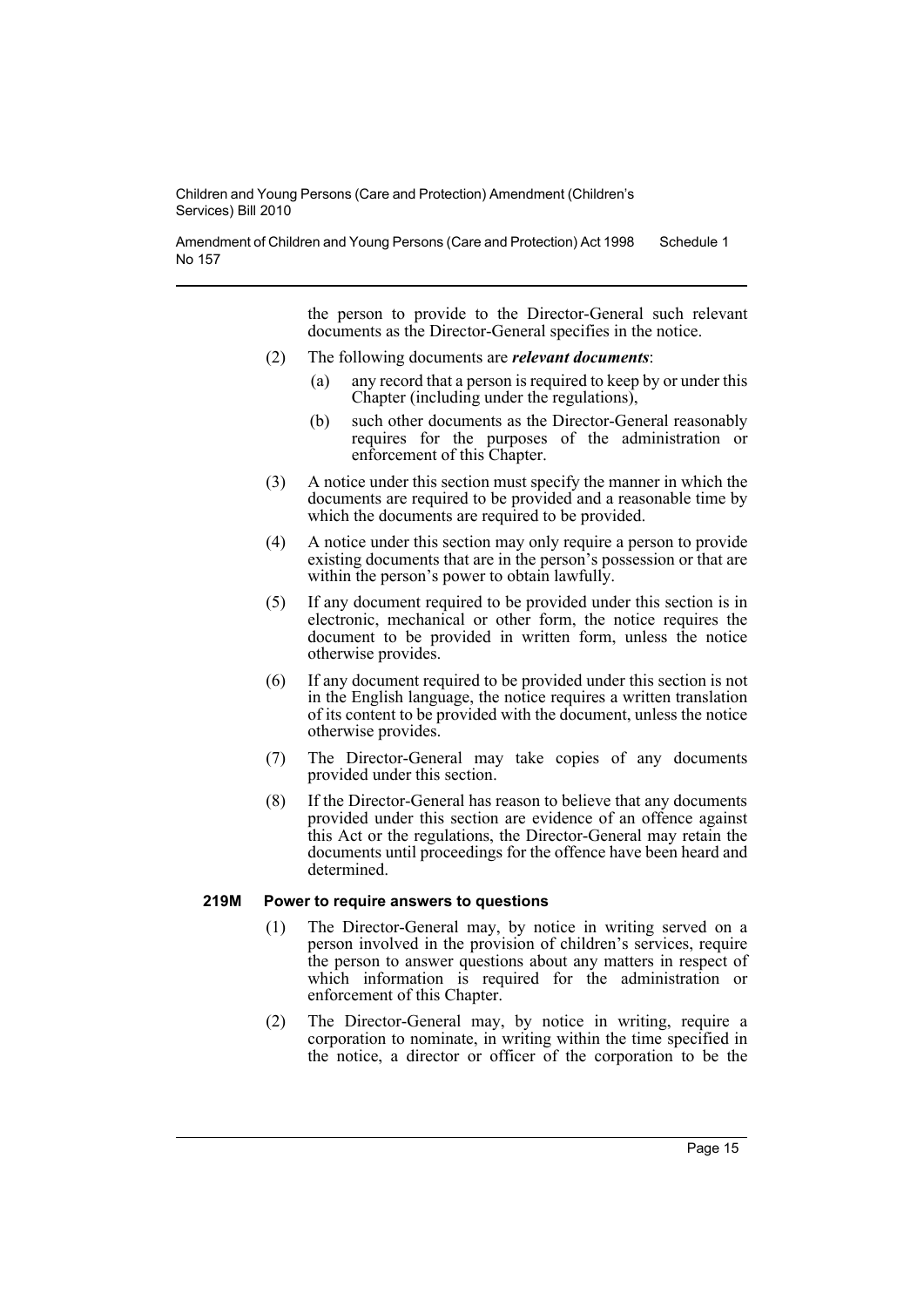the person to provide to the Director-General such relevant documents as the Director-General specifies in the notice.

(2) The following documents are ***relevant documents***:

(a) any record that a person is required to keep by or under this Chapter (including under the regulations),

(b) such other documents as the Director-General reasonably requires for the purposes of the administration or enforcement of this Chapter.

(3) A notice under this section must specify the manner in which the documents are required to be provided and a reasonable time by which the documents are required to be provided.

(4) A notice under this section may only require a person to provide existing documents that are in the person's possession or that are within the person's power to obtain lawfully.

(5) If any document required to be provided under this section is in electronic, mechanical or other form, the notice requires the document to be provided in written form, unless the notice otherwise provides.

(6) If any document required to be provided under this section is not in the English language, the notice requires a written translation of its content to be provided with the document, unless the notice otherwise provides.

(7) The Director-General may take copies of any documents provided under this section.

(8) If the Director-General has reason to believe that any documents provided under this section are evidence of an offence against this Act or the regulations, the Director-General may retain the documents until proceedings for the offence have been heard and determined.

#### 219M Power to require answers to questions

(1) The Director-General may, by notice in writing served on a person involved in the provision of children's services, require the person to answer questions about any matters in respect of which information is required for the administration or enforcement of this Chapter.

(2) The Director-General may, by notice in writing, require a corporation to nominate, in writing within the time specified in the notice, a director or officer of the corporation to be the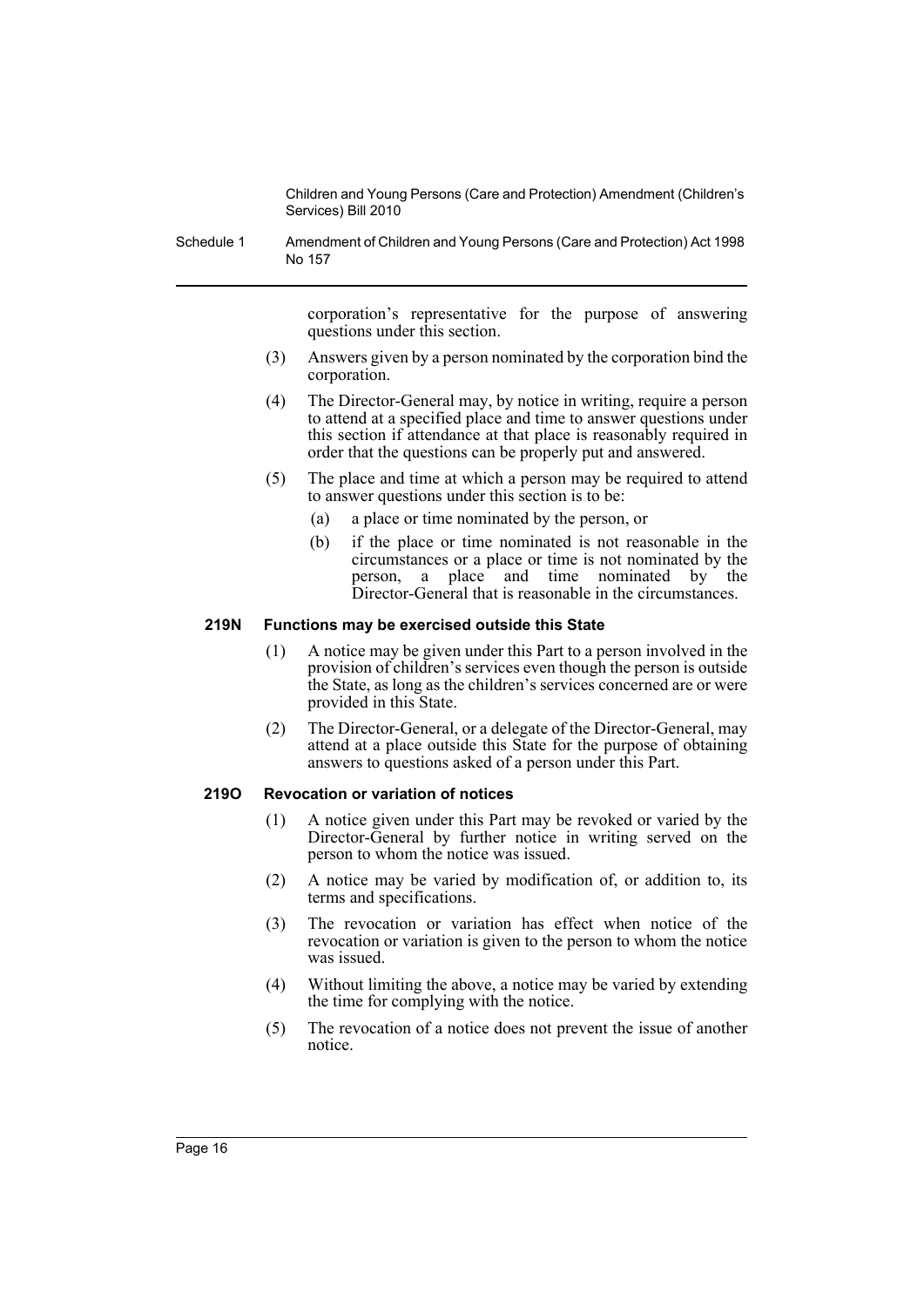corporation's representative for the purpose of answering questions under this section.

(3) Answers given by a person nominated by the corporation bind the corporation.

(4) The Director-General may, by notice in writing, require a person to attend at a specified place and time to answer questions under this section if attendance at that place is reasonably required in order that the questions can be properly put and answered.

(5) The place and time at which a person may be required to attend to answer questions under this section is to be:

(a) a place or time nominated by the person, or

(b) if the place or time nominated is not reasonable in the circumstances or a place or time is not nominated by the person, a place and time nominated by the Director-General that is reasonable in the circumstances.

#### 219N Functions may be exercised outside this State

(1) A notice may be given under this Part to a person involved in the provision of children's services even though the person is outside the State, as long as the children's services concerned are or were provided in this State.

(2) The Director-General, or a delegate of the Director-General, may attend at a place outside this State for the purpose of obtaining answers to questions asked of a person under this Part.

#### 219O Revocation or variation of notices

(1) A notice given under this Part may be revoked or varied by the Director-General by further notice in writing served on the person to whom the notice was issued.

(2) A notice may be varied by modification of, or addition to, its terms and specifications.

(3) The revocation or variation has effect when notice of the revocation or variation is given to the person to whom the notice was issued.

(4) Without limiting the above, a notice may be varied by extending the time for complying with the notice.

(5) The revocation of a notice does not prevent the issue of another notice.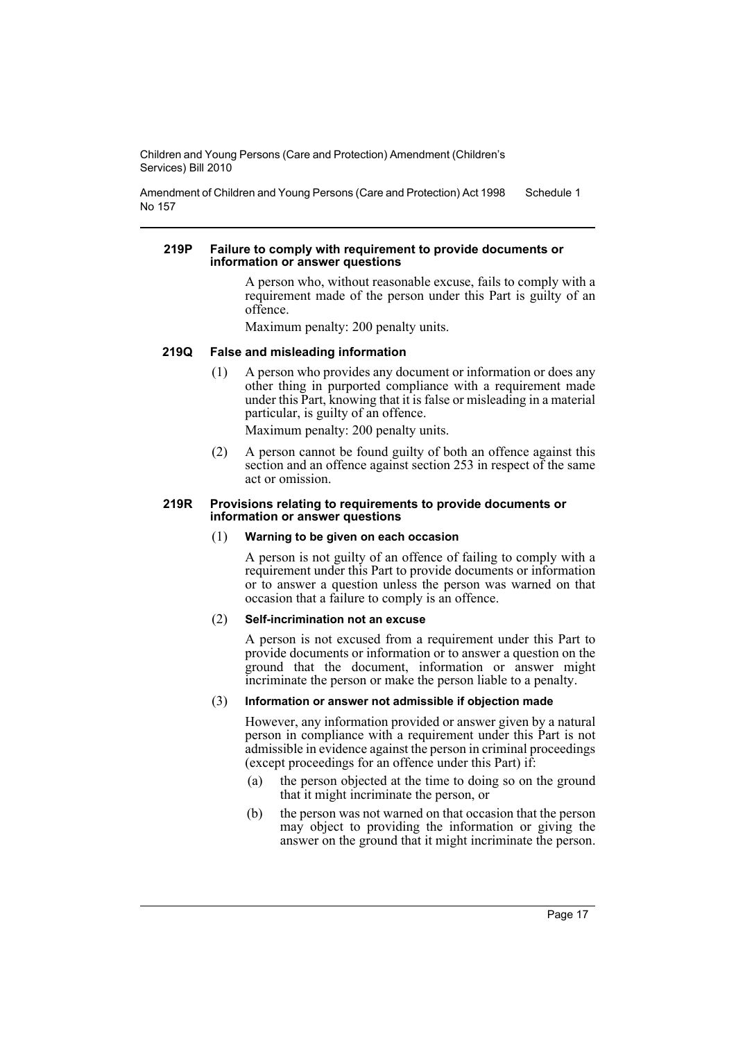#### 219P Failure to comply with requirement to provide documents or information or answer questions

A person who, without reasonable excuse, fails to comply with a requirement made of the person under this Part is guilty of an offence.

Maximum penalty: 200 penalty units.

#### 219Q False and misleading information

(1) A person who provides any document or information or does any other thing in purported compliance with a requirement made under this Part, knowing that it is false or misleading in a material particular, is guilty of an offence.

Maximum penalty: 200 penalty units.

(2) A person cannot be found guilty of both an offence against this section and an offence against section 253 in respect of the same act or omission.

#### 219R Provisions relating to requirements to provide documents or information or answer questions

(1) **Warning to be given on each occasion**

A person is not guilty of an offence of failing to comply with a requirement under this Part to provide documents or information or to answer a question unless the person was warned on that occasion that a failure to comply is an offence.

(2) **Self-incrimination not an excuse**

A person is not excused from a requirement under this Part to provide documents or information or to answer a question on the ground that the document, information or answer might incriminate the person or make the person liable to a penalty.

(3) **Information or answer not admissible if objection made**

However, any information provided or answer given by a natural person in compliance with a requirement under this Part is not admissible in evidence against the person in criminal proceedings (except proceedings for an offence under this Part) if:

- (a) the person objected at the time to doing so on the ground that it might incriminate the person, or
- (b) the person was not warned on that occasion that the person may object to providing the information or giving the answer on the ground that it might incriminate the person.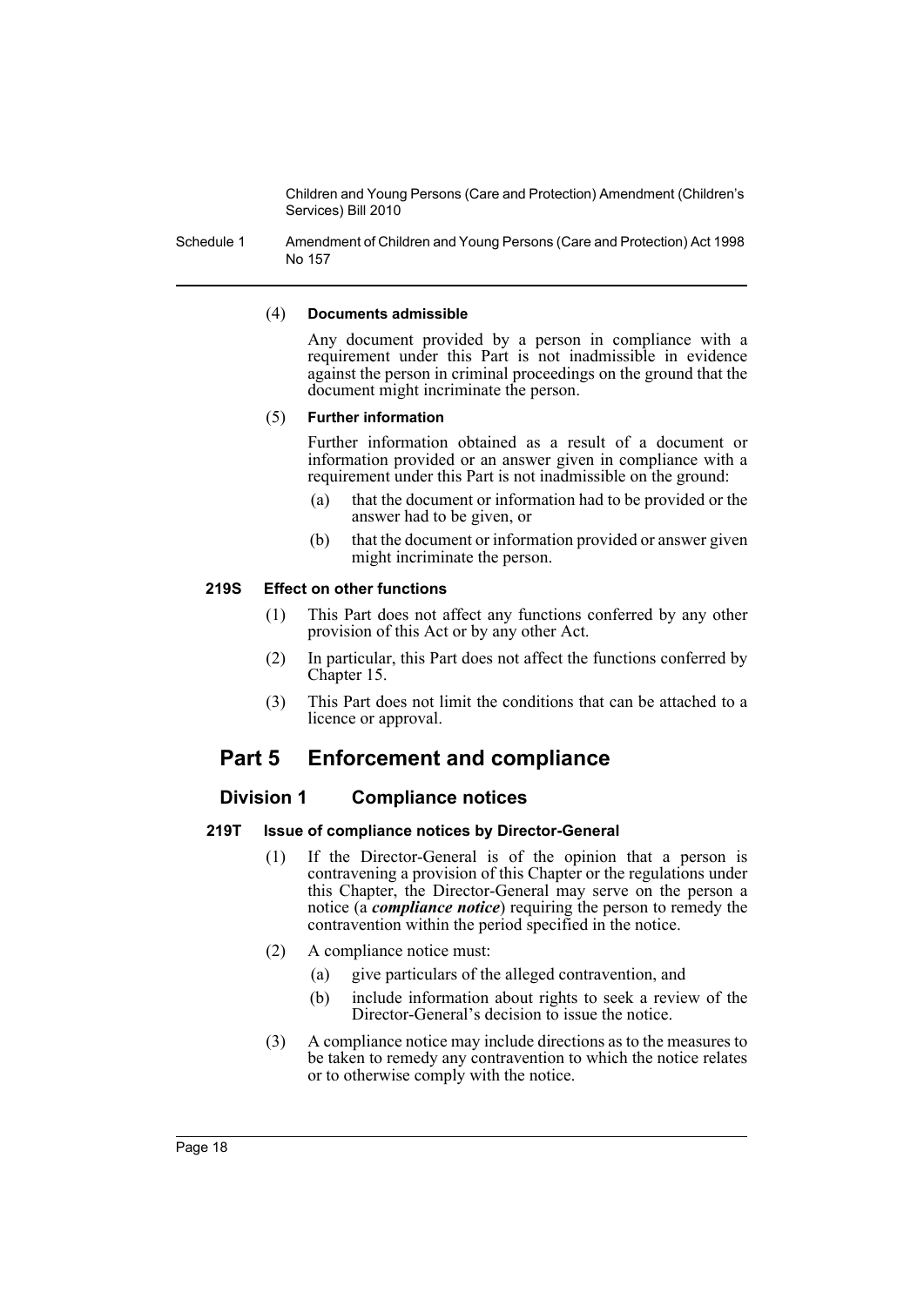(4) **Documents admissible**

Any document provided by a person in compliance with a requirement under this Part is not inadmissible in evidence against the person in criminal proceedings on the ground that the document might incriminate the person.

(5) **Further information**

Further information obtained as a result of a document or information provided or an answer given in compliance with a requirement under this Part is not inadmissible on the ground:

- (a) that the document or information had to be provided or the answer had to be given, or
- (b) that the document or information provided or answer given might incriminate the person.

#### 219S Effect on other functions

(1) This Part does not affect any functions conferred by any other provision of this Act or by any other Act.

(2) In particular, this Part does not affect the functions conferred by Chapter 15.

(3) This Part does not limit the conditions that can be attached to a licence or approval.

## Part 5 Enforcement and compliance

### Division 1 Compliance notices

#### 219T Issue of compliance notices by Director-General

(1) If the Director-General is of the opinion that a person is contravening a provision of this Chapter or the regulations under this Chapter, the Director-General may serve on the person a notice (a ***compliance notice***) requiring the person to remedy the contravention within the period specified in the notice.

(2) A compliance notice must:

- (a) give particulars of the alleged contravention, and
- (b) include information about rights to seek a review of the Director-General's decision to issue the notice.

(3) A compliance notice may include directions as to the measures to be taken to remedy any contravention to which the notice relates or to otherwise comply with the notice.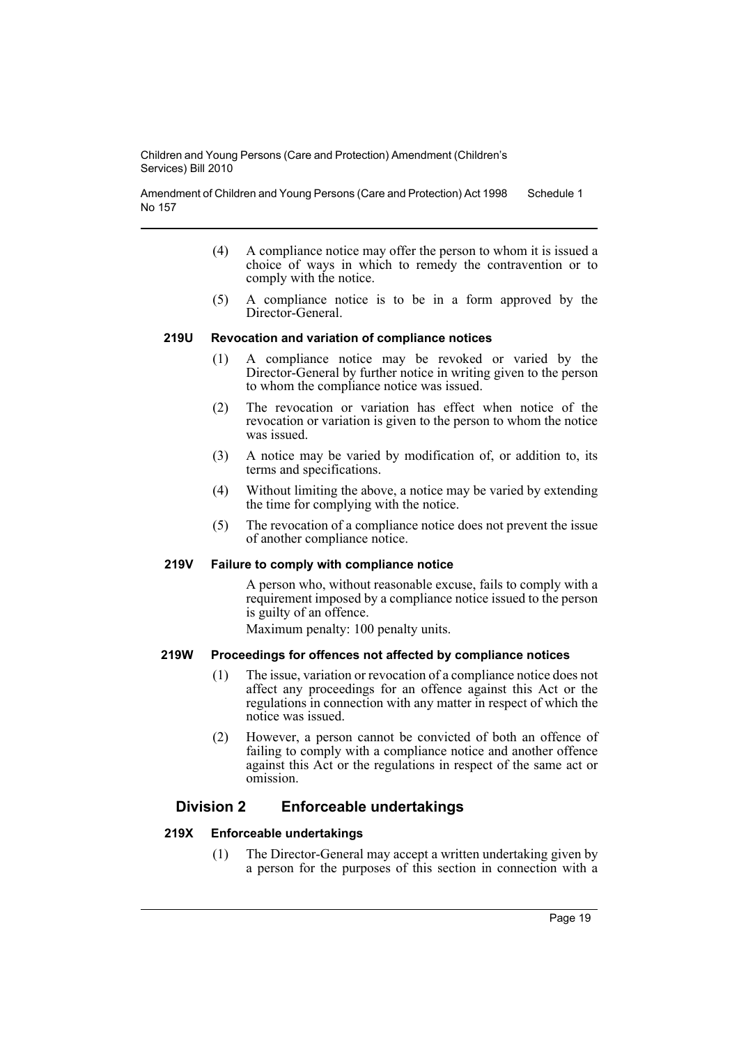(4) A compliance notice may offer the person to whom it is issued a choice of ways in which to remedy the contravention or to comply with the notice.

(5) A compliance notice is to be in a form approved by the Director-General.

#### 219U Revocation and variation of compliance notices

(1) A compliance notice may be revoked or varied by the Director-General by further notice in writing given to the person to whom the compliance notice was issued.

(2) The revocation or variation has effect when notice of the revocation or variation is given to the person to whom the notice was issued.

(3) A notice may be varied by modification of, or addition to, its terms and specifications.

(4) Without limiting the above, a notice may be varied by extending the time for complying with the notice.

(5) The revocation of a compliance notice does not prevent the issue of another compliance notice.

#### 219V Failure to comply with compliance notice

A person who, without reasonable excuse, fails to comply with a requirement imposed by a compliance notice issued to the person is guilty of an offence.

Maximum penalty: 100 penalty units.

#### 219W Proceedings for offences not affected by compliance notices

(1) The issue, variation or revocation of a compliance notice does not affect any proceedings for an offence against this Act or the regulations in connection with any matter in respect of which the notice was issued.

(2) However, a person cannot be convicted of both an offence of failing to comply with a compliance notice and another offence against this Act or the regulations in respect of the same act or omission.

### Division 2 Enforceable undertakings

#### 219X Enforceable undertakings

(1) The Director-General may accept a written undertaking given by a person for the purposes of this section in connection with a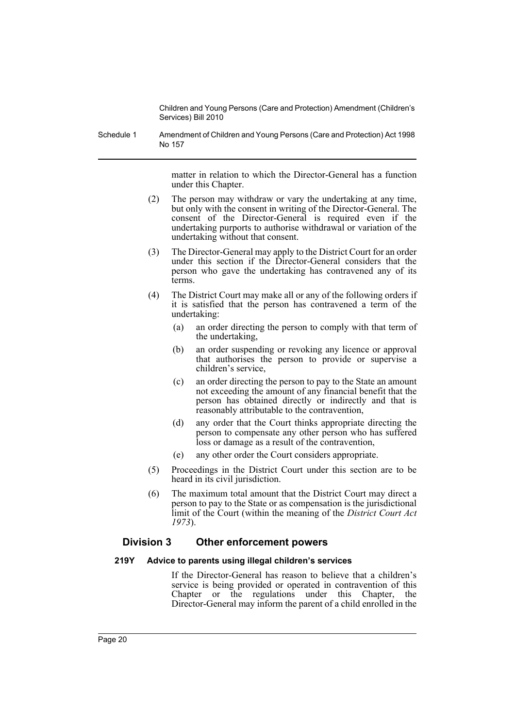matter in relation to which the Director-General has a function under this Chapter.

(2) The person may withdraw or vary the undertaking at any time, but only with the consent in writing of the Director-General. The consent of the Director-General is required even if the undertaking purports to authorise withdrawal or variation of the undertaking without that consent.

(3) The Director-General may apply to the District Court for an order under this section if the Director-General considers that the person who gave the undertaking has contravened any of its terms.

(4) The District Court may make all or any of the following orders if it is satisfied that the person has contravened a term of the undertaking:

- (a) an order directing the person to comply with that term of the undertaking,
- (b) an order suspending or revoking any licence or approval that authorises the person to provide or supervise a children's service,
- (c) an order directing the person to pay to the State an amount not exceeding the amount of any financial benefit that the person has obtained directly or indirectly and that is reasonably attributable to the contravention,
- (d) any order that the Court thinks appropriate directing the person to compensate any other person who has suffered loss or damage as a result of the contravention,
- (e) any other order the Court considers appropriate.

(5) Proceedings in the District Court under this section are to be heard in its civil jurisdiction.

(6) The maximum total amount that the District Court may direct a person to pay to the State or as compensation is the jurisdictional limit of the Court (within the meaning of the *District Court Act 1973*).

## Division 3 Other enforcement powers

### 219Y Advice to parents using illegal children's services

If the Director-General has reason to believe that a children's service is being provided or operated in contravention of this Chapter or the regulations under this Chapter, the Director-General may inform the parent of a child enrolled in the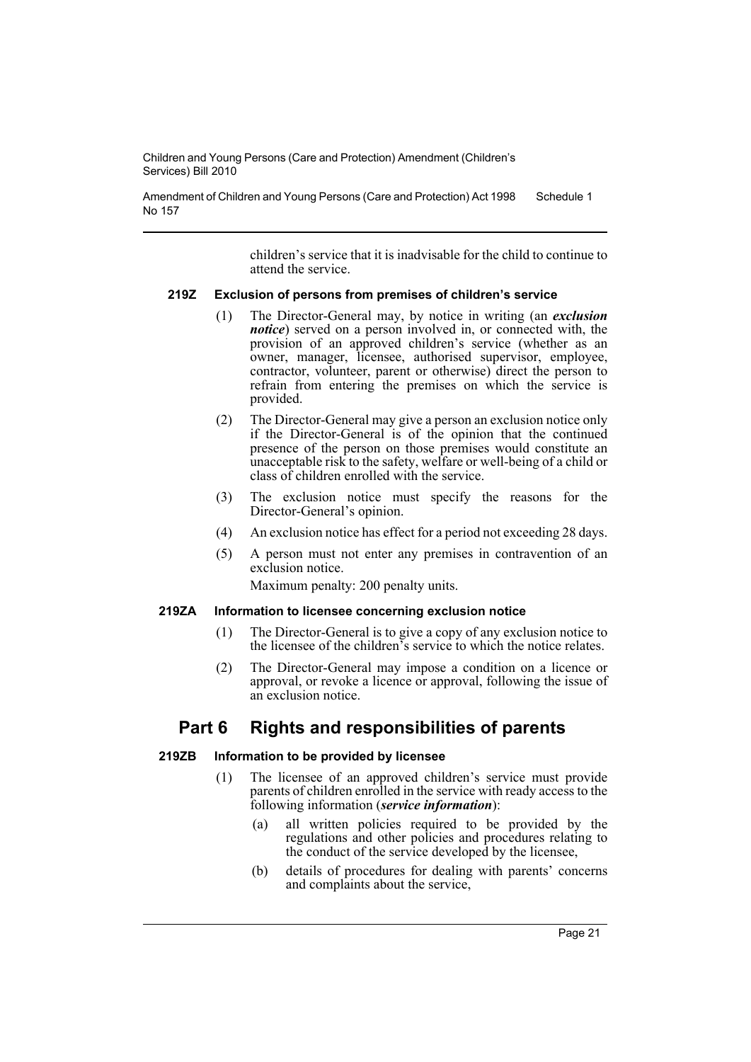children's service that it is inadvisable for the child to continue to attend the service.

#### 219Z Exclusion of persons from premises of children's service

(1) The Director-General may, by notice in writing (an ***exclusion notice***) served on a person involved in, or connected with, the provision of an approved children's service (whether as an owner, manager, licensee, authorised supervisor, employee, contractor, volunteer, parent or otherwise) direct the person to refrain from entering the premises on which the service is provided.

(2) The Director-General may give a person an exclusion notice only if the Director-General is of the opinion that the continued presence of the person on those premises would constitute an unacceptable risk to the safety, welfare or well-being of a child or class of children enrolled with the service.

(3) The exclusion notice must specify the reasons for the Director-General's opinion.

(4) An exclusion notice has effect for a period not exceeding 28 days.

(5) A person must not enter any premises in contravention of an exclusion notice.

Maximum penalty: 200 penalty units.

#### 219ZA Information to licensee concerning exclusion notice

(1) The Director-General is to give a copy of any exclusion notice to the licensee of the children's service to which the notice relates.

(2) The Director-General may impose a condition on a licence or approval, or revoke a licence or approval, following the issue of an exclusion notice.

## Part 6 Rights and responsibilities of parents

#### 219ZB Information to be provided by licensee

(1) The licensee of an approved children's service must provide parents of children enrolled in the service with ready access to the following information (***service information***):

(a) all written policies required to be provided by the regulations and other policies and procedures relating to the conduct of the service developed by the licensee,

(b) details of procedures for dealing with parents' concerns and complaints about the service,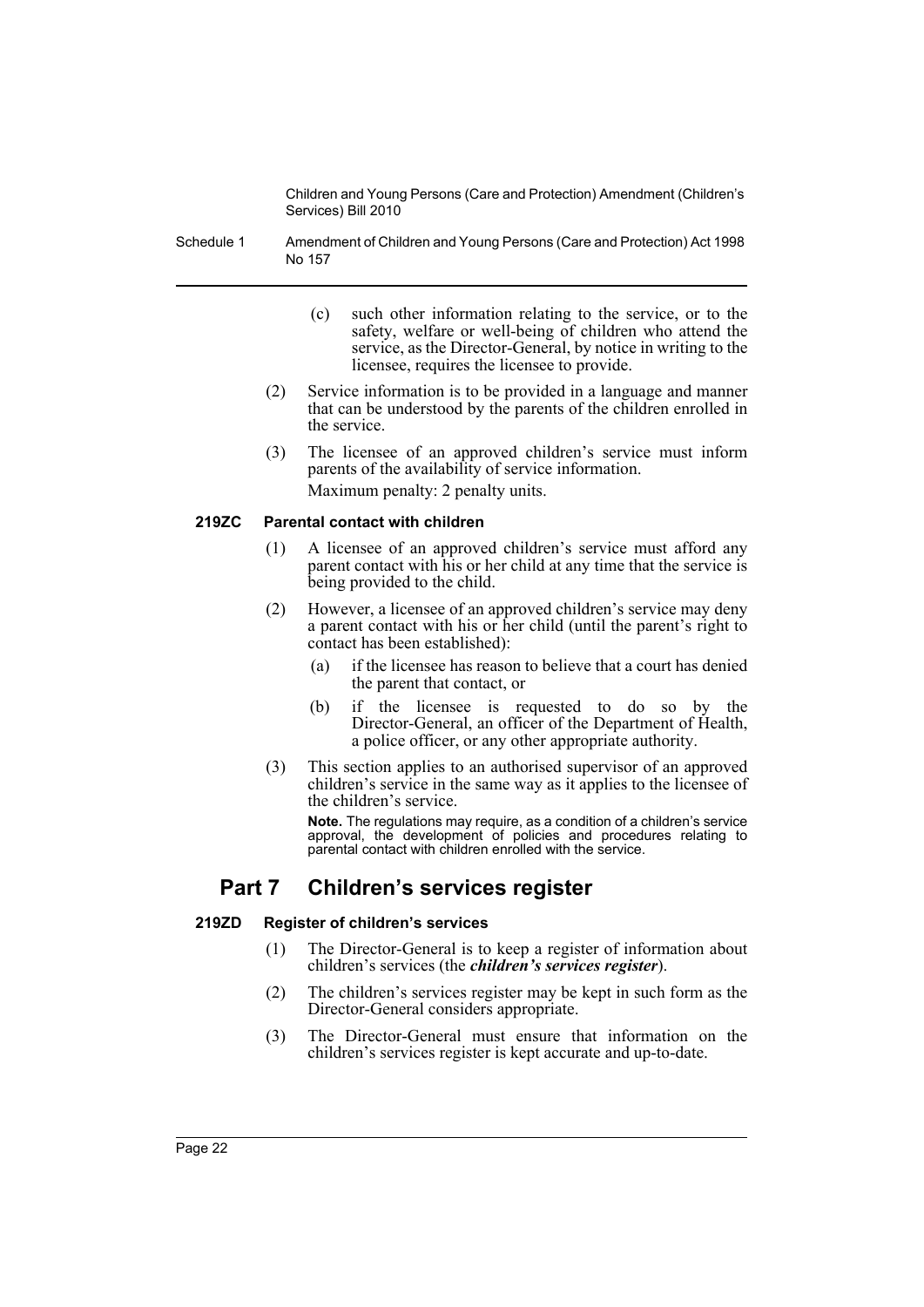(c) such other information relating to the service, or to the safety, welfare or well-being of children who attend the service, as the Director-General, by notice in writing to the licensee, requires the licensee to provide.

(2) Service information is to be provided in a language and manner that can be understood by the parents of the children enrolled in the service.

(3) The licensee of an approved children's service must inform parents of the availability of service information.

Maximum penalty: 2 penalty units.

#### 219ZC Parental contact with children

(1) A licensee of an approved children's service must afford any parent contact with his or her child at any time that the service is being provided to the child.

(2) However, a licensee of an approved children's service may deny a parent contact with his or her child (until the parent's right to contact has been established):

(a) if the licensee has reason to believe that a court has denied the parent that contact, or

(b) if the licensee is requested to do so by the Director-General, an officer of the Department of Health, a police officer, or any other appropriate authority.

(3) This section applies to an authorised supervisor of an approved children's service in the same way as it applies to the licensee of the children's service.

**Note.** The regulations may require, as a condition of a children's service approval, the development of policies and procedures relating to parental contact with children enrolled with the service.

## Part 7 Children's services register

#### 219ZD Register of children's services

(1) The Director-General is to keep a register of information about children's services (the ***children's services register***).

(2) The children's services register may be kept in such form as the Director-General considers appropriate.

(3) The Director-General must ensure that information on the children's services register is kept accurate and up-to-date.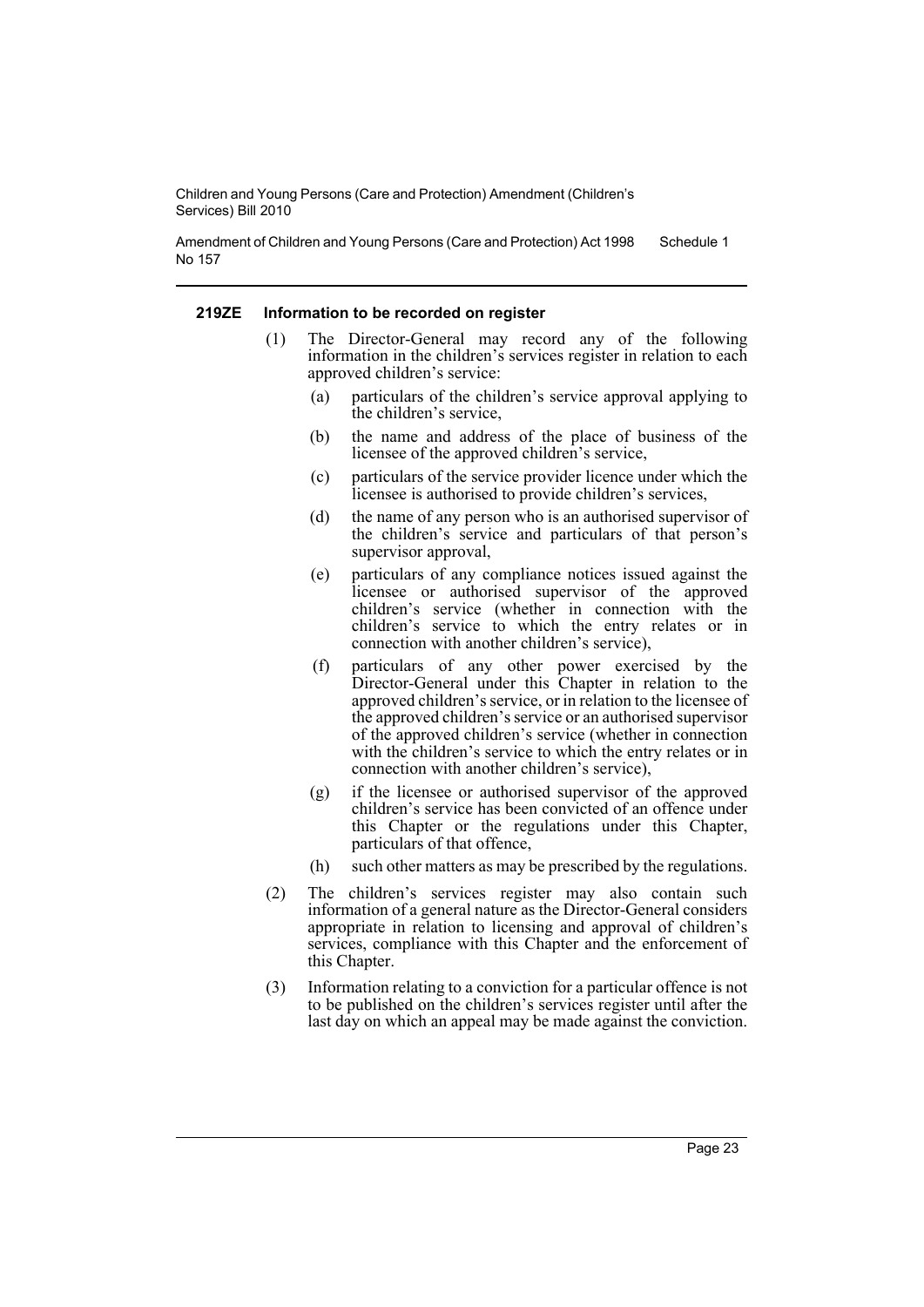#### 219ZE Information to be recorded on register

(1) The Director-General may record any of the following information in the children's services register in relation to each approved children's service:

(a) particulars of the children's service approval applying to the children's service,

(b) the name and address of the place of business of the licensee of the approved children's service,

(c) particulars of the service provider licence under which the licensee is authorised to provide children's services,

(d) the name of any person who is an authorised supervisor of the children's service and particulars of that person's supervisor approval,

(e) particulars of any compliance notices issued against the licensee or authorised supervisor of the approved children's service (whether in connection with the children's service to which the entry relates or in connection with another children's service),

(f) particulars of any other power exercised by the Director-General under this Chapter in relation to the approved children's service, or in relation to the licensee of the approved children's service or an authorised supervisor of the approved children's service (whether in connection with the children's service to which the entry relates or in connection with another children's service),

(g) if the licensee or authorised supervisor of the approved children's service has been convicted of an offence under this Chapter or the regulations under this Chapter, particulars of that offence,

(h) such other matters as may be prescribed by the regulations.

(2) The children's services register may also contain such information of a general nature as the Director-General considers appropriate in relation to licensing and approval of children's services, compliance with this Chapter and the enforcement of this Chapter.

(3) Information relating to a conviction for a particular offence is not to be published on the children's services register until after the last day on which an appeal may be made against the conviction.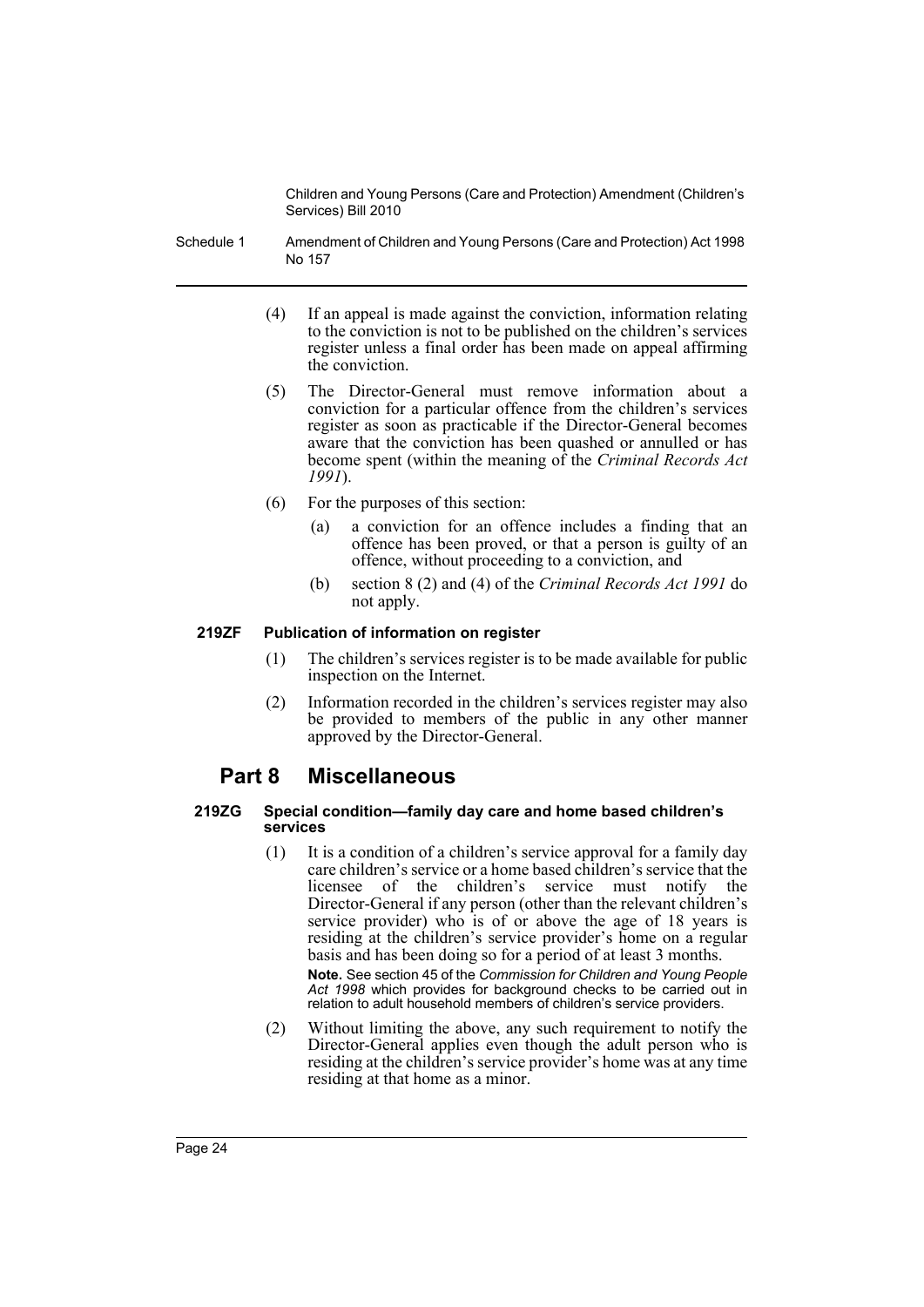(4) If an appeal is made against the conviction, information relating to the conviction is not to be published on the children's services register unless a final order has been made on appeal affirming the conviction.

(5) The Director-General must remove information about a conviction for a particular offence from the children's services register as soon as practicable if the Director-General becomes aware that the conviction has been quashed or annulled or has become spent (within the meaning of the *Criminal Records Act 1991*).

(6) For the purposes of this section:

(a) a conviction for an offence includes a finding that an offence has been proved, or that a person is guilty of an offence, without proceeding to a conviction, and

(b) section 8 (2) and (4) of the *Criminal Records Act 1991* do not apply.

#### 219ZF Publication of information on register

(1) The children's services register is to be made available for public inspection on the Internet.

(2) Information recorded in the children's services register may also be provided to members of the public in any other manner approved by the Director-General.

## Part 8 Miscellaneous

#### 219ZG Special condition—family day care and home based children's services

(1) It is a condition of a children's service approval for a family day care children's service or a home based children's service that the licensee of the children's service must notify the Director-General if any person (other than the relevant children's service provider) who is of or above the age of 18 years is residing at the children's service provider's home on a regular basis and has been doing so for a period of at least 3 months.

**Note.** See section 45 of the *Commission for Children and Young People Act 1998* which provides for background checks to be carried out in relation to adult household members of children's service providers.

(2) Without limiting the above, any such requirement to notify the Director-General applies even though the adult person who is residing at the children's service provider's home was at any time residing at that home as a minor.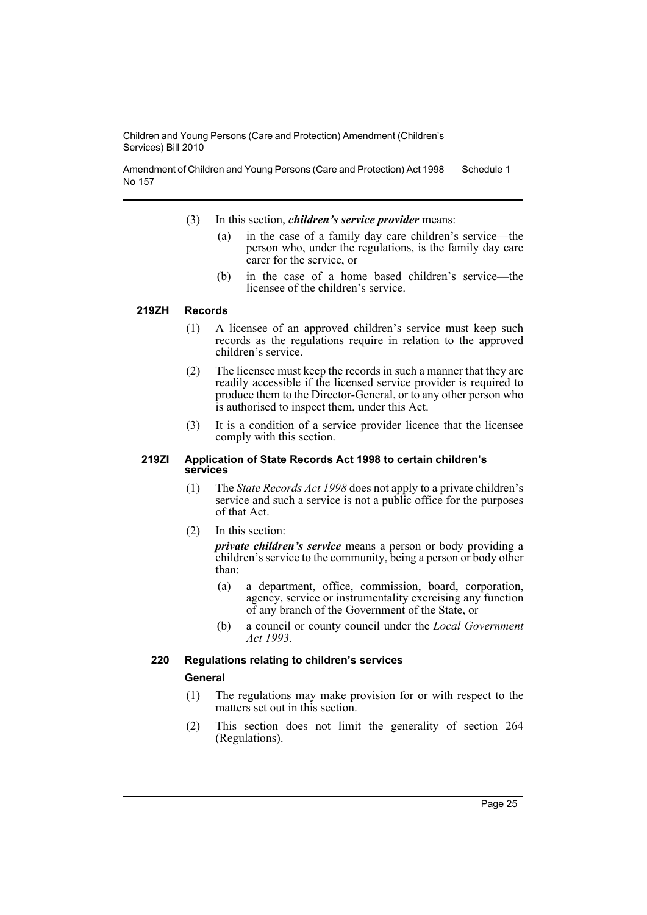(3) In this section, ***children's service provider*** means:

(a) in the case of a family day care children's service—the person who, under the regulations, is the family day care carer for the service, or

(b) in the case of a home based children's service—the licensee of the children's service.

**219ZH Records**

(1) A licensee of an approved children's service must keep such records as the regulations require in relation to the approved children's service.

(2) The licensee must keep the records in such a manner that they are readily accessible if the licensed service provider is required to produce them to the Director-General, or to any other person who is authorised to inspect them, under this Act.

(3) It is a condition of a service provider licence that the licensee comply with this section.

**219ZI Application of State Records Act 1998 to certain children's services**

(1) The *State Records Act 1998* does not apply to a private children's service and such a service is not a public office for the purposes of that Act.

(2) In this section:

***private children's service*** means a person or body providing a children's service to the community, being a person or body other than:

(a) a department, office, commission, board, corporation, agency, service or instrumentality exercising any function of any branch of the Government of the State, or

(b) a council or county council under the *Local Government Act 1993*.

**220 Regulations relating to children's services**

**General**

(1) The regulations may make provision for or with respect to the matters set out in this section.

(2) This section does not limit the generality of section 264 (Regulations).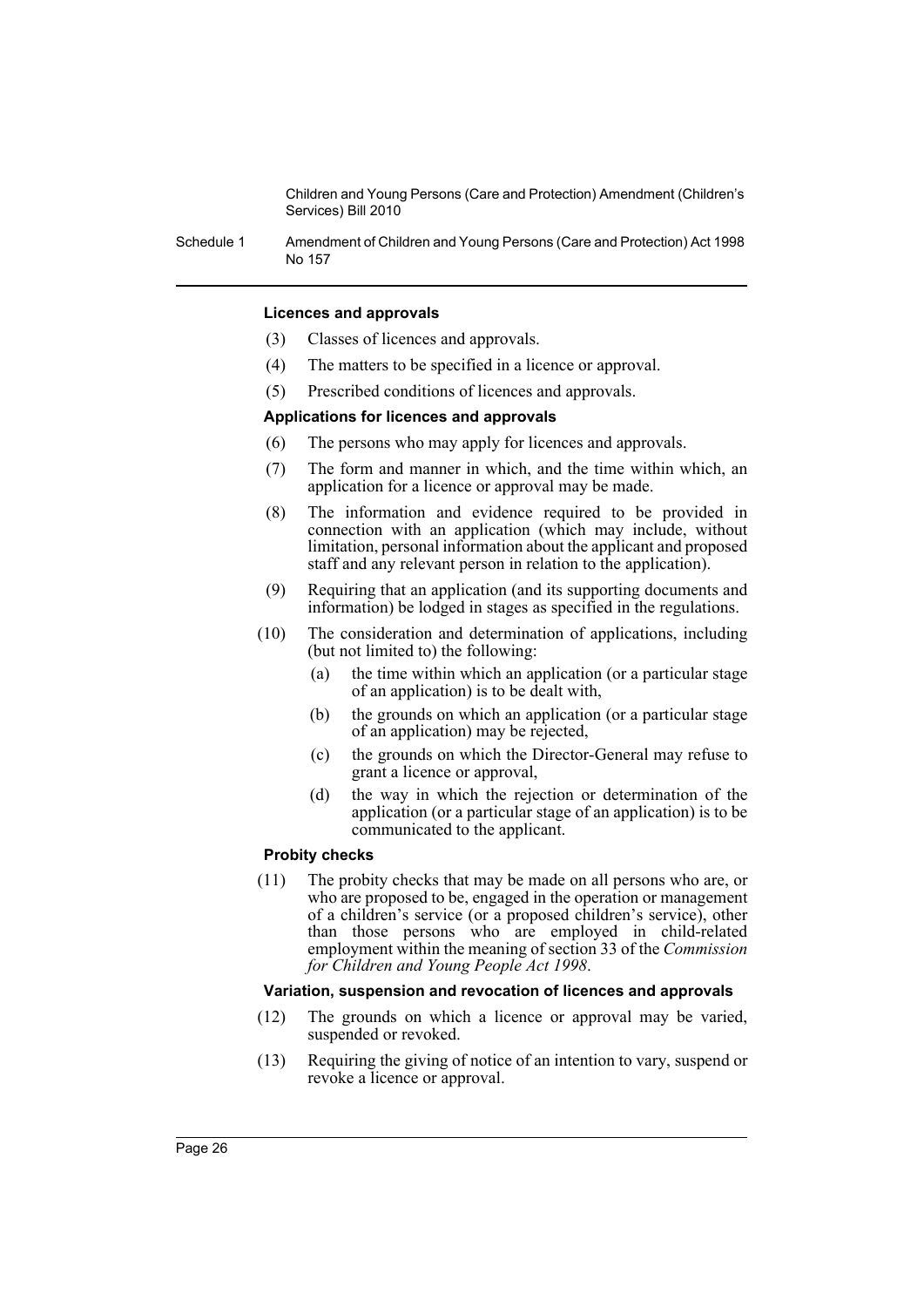#### Licences and approvals

(3) Classes of licences and approvals.

(4) The matters to be specified in a licence or approval.

(5) Prescribed conditions of licences and approvals.

#### Applications for licences and approvals

(6) The persons who may apply for licences and approvals.

(7) The form and manner in which, and the time within which, an application for a licence or approval may be made.

(8) The information and evidence required to be provided in connection with an application (which may include, without limitation, personal information about the applicant and proposed staff and any relevant person in relation to the application).

(9) Requiring that an application (and its supporting documents and information) be lodged in stages as specified in the regulations.

(10) The consideration and determination of applications, including (but not limited to) the following:

- (a) the time within which an application (or a particular stage of an application) is to be dealt with,
- (b) the grounds on which an application (or a particular stage of an application) may be rejected,
- (c) the grounds on which the Director-General may refuse to grant a licence or approval,
- (d) the way in which the rejection or determination of the application (or a particular stage of an application) is to be communicated to the applicant.

#### Probity checks

(11) The probity checks that may be made on all persons who are, or who are proposed to be, engaged in the operation or management of a children's service (or a proposed children's service), other than those persons who are employed in child-related employment within the meaning of section 33 of the *Commission for Children and Young People Act 1998*.

#### Variation, suspension and revocation of licences and approvals

(12) The grounds on which a licence or approval may be varied, suspended or revoked.

(13) Requiring the giving of notice of an intention to vary, suspend or revoke a licence or approval.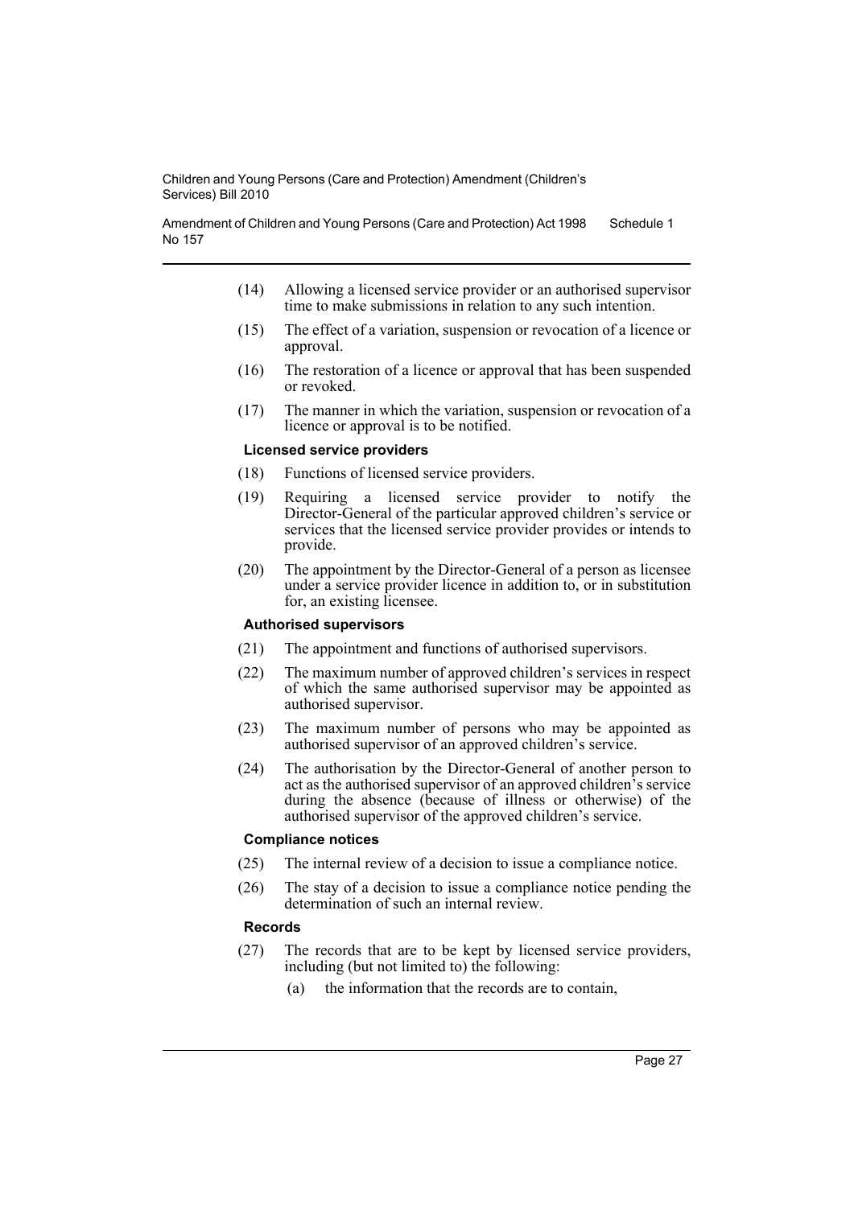(14) Allowing a licensed service provider or an authorised supervisor time to make submissions in relation to any such intention.

(15) The effect of a variation, suspension or revocation of a licence or approval.

(16) The restoration of a licence or approval that has been suspended or revoked.

(17) The manner in which the variation, suspension or revocation of a licence or approval is to be notified.

**Licensed service providers**

(18) Functions of licensed service providers.

(19) Requiring a licensed service provider to notify the Director-General of the particular approved children's service or services that the licensed service provider provides or intends to provide.

(20) The appointment by the Director-General of a person as licensee under a service provider licence in addition to, or in substitution for, an existing licensee.

**Authorised supervisors**

(21) The appointment and functions of authorised supervisors.

(22) The maximum number of approved children's services in respect of which the same authorised supervisor may be appointed as authorised supervisor.

(23) The maximum number of persons who may be appointed as authorised supervisor of an approved children's service.

(24) The authorisation by the Director-General of another person to act as the authorised supervisor of an approved children's service during the absence (because of illness or otherwise) of the authorised supervisor of the approved children's service.

**Compliance notices**

(25) The internal review of a decision to issue a compliance notice.

(26) The stay of a decision to issue a compliance notice pending the determination of such an internal review.

**Records**

(27) The records that are to be kept by licensed service providers, including (but not limited to) the following:

(a) the information that the records are to contain,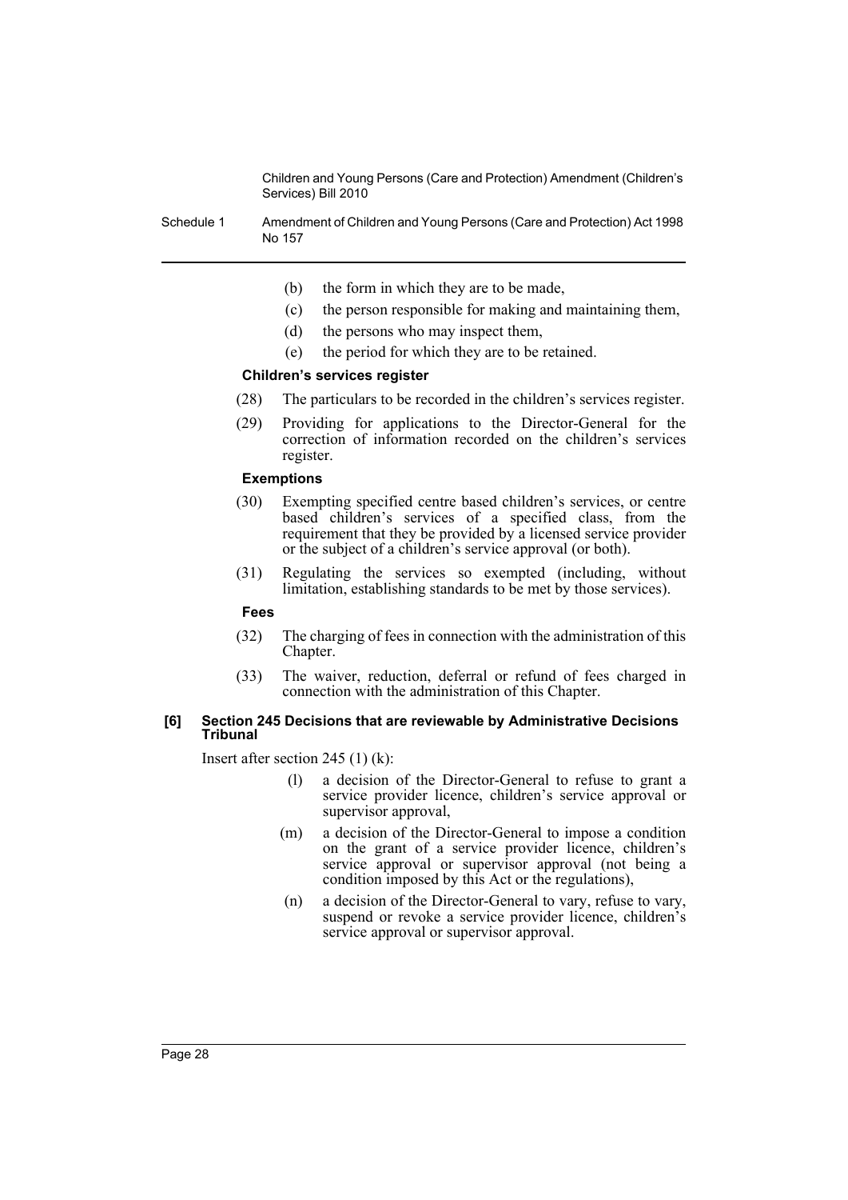(b) the form in which they are to be made,

(c) the person responsible for making and maintaining them,

(d) the persons who may inspect them,

(e) the period for which they are to be retained.

**Children's services register**

(28) The particulars to be recorded in the children's services register.

(29) Providing for applications to the Director-General for the correction of information recorded on the children's services register.

**Exemptions**

(30) Exempting specified centre based children's services, or centre based children's services of a specified class, from the requirement that they be provided by a licensed service provider or the subject of a children's service approval (or both).

(31) Regulating the services so exempted (including, without limitation, establishing standards to be met by those services).

**Fees**

(32) The charging of fees in connection with the administration of this Chapter.

(33) The waiver, reduction, deferral or refund of fees charged in connection with the administration of this Chapter.

**[6] Section 245 Decisions that are reviewable by Administrative Decisions Tribunal**

Insert after section 245 (1) (k):

(l) a decision of the Director-General to refuse to grant a service provider licence, children's service approval or supervisor approval,

(m) a decision of the Director-General to impose a condition on the grant of a service provider licence, children's service approval or supervisor approval (not being a condition imposed by this Act or the regulations),

(n) a decision of the Director-General to vary, refuse to vary, suspend or revoke a service provider licence, children's service approval or supervisor approval.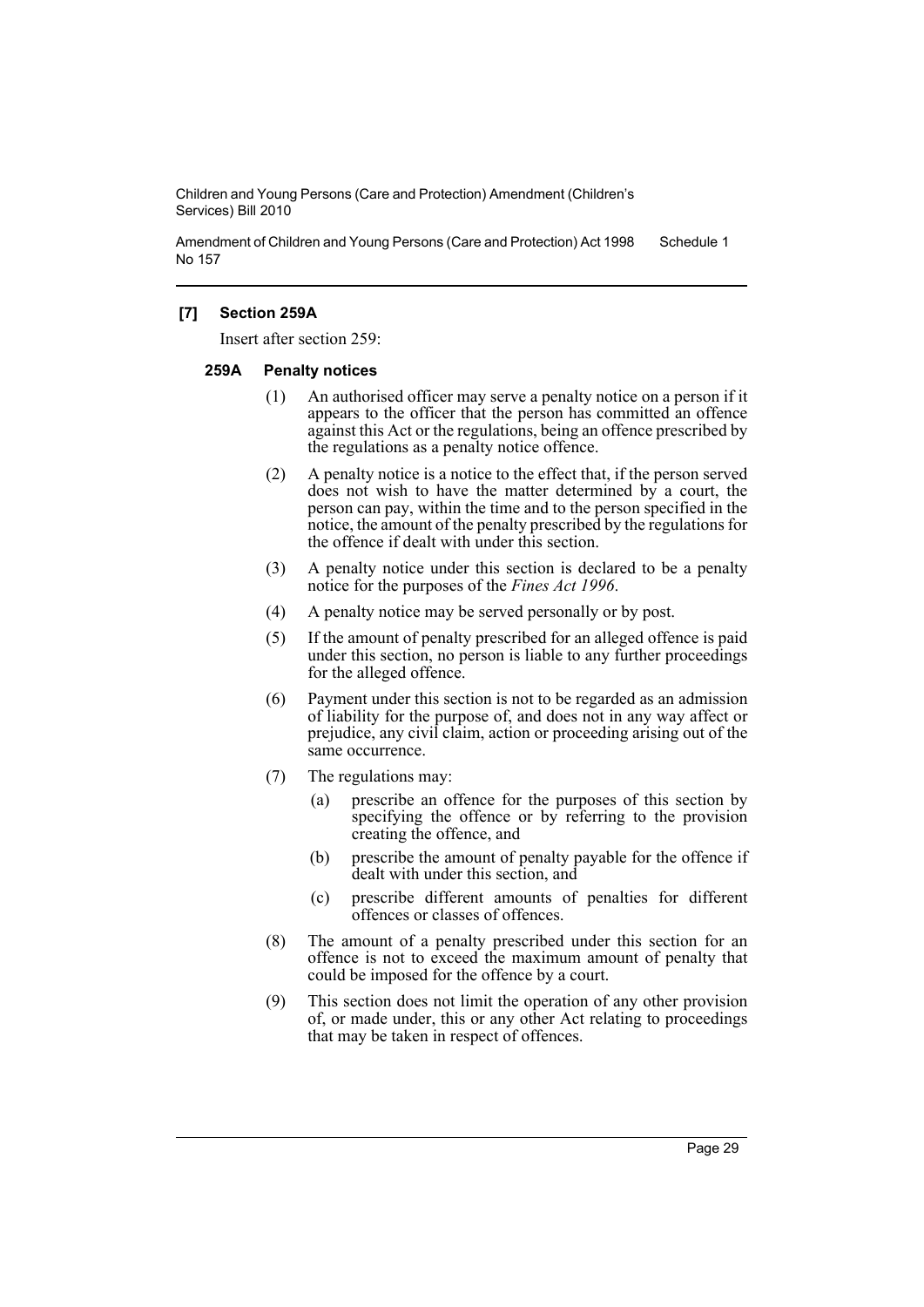### [7] Section 259A

Insert after section 259:

#### 259A Penalty notices

(1) An authorised officer may serve a penalty notice on a person if it appears to the officer that the person has committed an offence against this Act or the regulations, being an offence prescribed by the regulations as a penalty notice offence.

(2) A penalty notice is a notice to the effect that, if the person served does not wish to have the matter determined by a court, the person can pay, within the time and to the person specified in the notice, the amount of the penalty prescribed by the regulations for the offence if dealt with under this section.

(3) A penalty notice under this section is declared to be a penalty notice for the purposes of the *Fines Act 1996*.

(4) A penalty notice may be served personally or by post.

(5) If the amount of penalty prescribed for an alleged offence is paid under this section, no person is liable to any further proceedings for the alleged offence.

(6) Payment under this section is not to be regarded as an admission of liability for the purpose of, and does not in any way affect or prejudice, any civil claim, action or proceeding arising out of the same occurrence.

(7) The regulations may:

- (a) prescribe an offence for the purposes of this section by specifying the offence or by referring to the provision creating the offence, and
- (b) prescribe the amount of penalty payable for the offence if dealt with under this section, and
- (c) prescribe different amounts of penalties for different offences or classes of offences.

(8) The amount of a penalty prescribed under this section for an offence is not to exceed the maximum amount of penalty that could be imposed for the offence by a court.

(9) This section does not limit the operation of any other provision of, or made under, this or any other Act relating to proceedings that may be taken in respect of offences.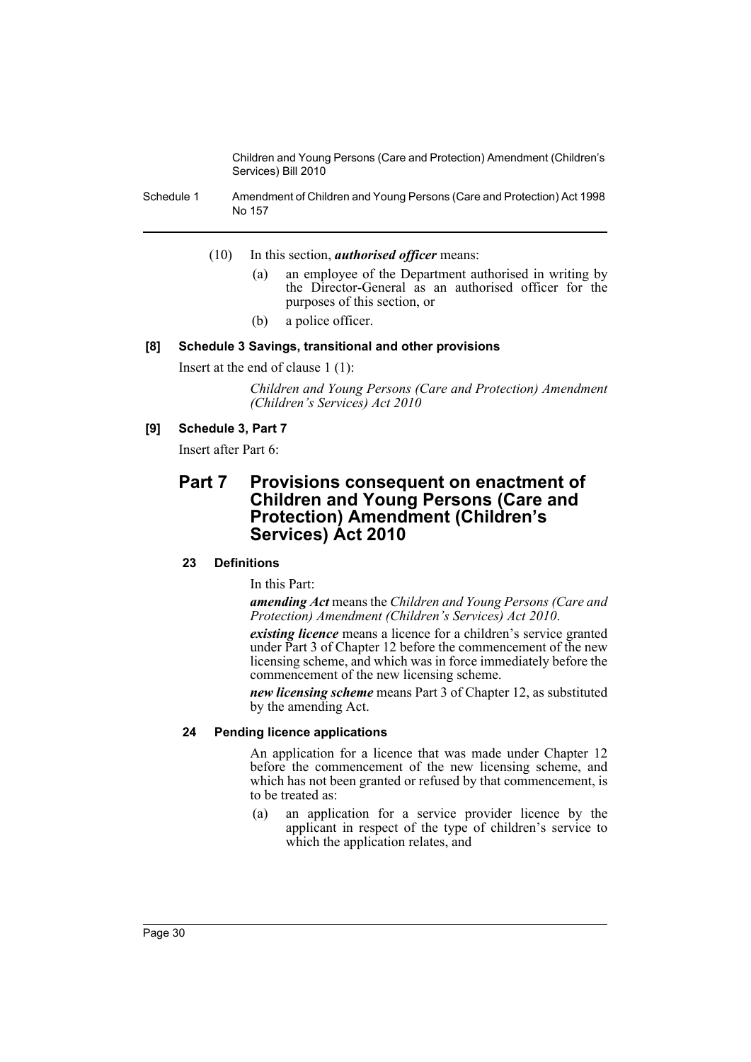(10) In this section, ***authorised officer*** means:

(a) an employee of the Department authorised in writing by the Director-General as an authorised officer for the purposes of this section, or

(b) a police officer.

**[8] Schedule 3 Savings, transitional and other provisions**

Insert at the end of clause 1 (1):

*Children and Young Persons (Care and Protection) Amendment (Children's Services) Act 2010*

**[9] Schedule 3, Part 7**

Insert after Part 6:

## Part 7 Provisions consequent on enactment of Children and Young Persons (Care and Protection) Amendment (Children's Services) Act 2010

### 23 Definitions

In this Part:

***amending Act*** means the *Children and Young Persons (Care and Protection) Amendment (Children's Services) Act 2010*.

***existing licence*** means a licence for a children's service granted under Part 3 of Chapter 12 before the commencement of the new licensing scheme, and which was in force immediately before the commencement of the new licensing scheme.

***new licensing scheme*** means Part 3 of Chapter 12, as substituted by the amending Act.

### 24 Pending licence applications

An application for a licence that was made under Chapter 12 before the commencement of the new licensing scheme, and which has not been granted or refused by that commencement, is to be treated as:

(a) an application for a service provider licence by the applicant in respect of the type of children's service to which the application relates, and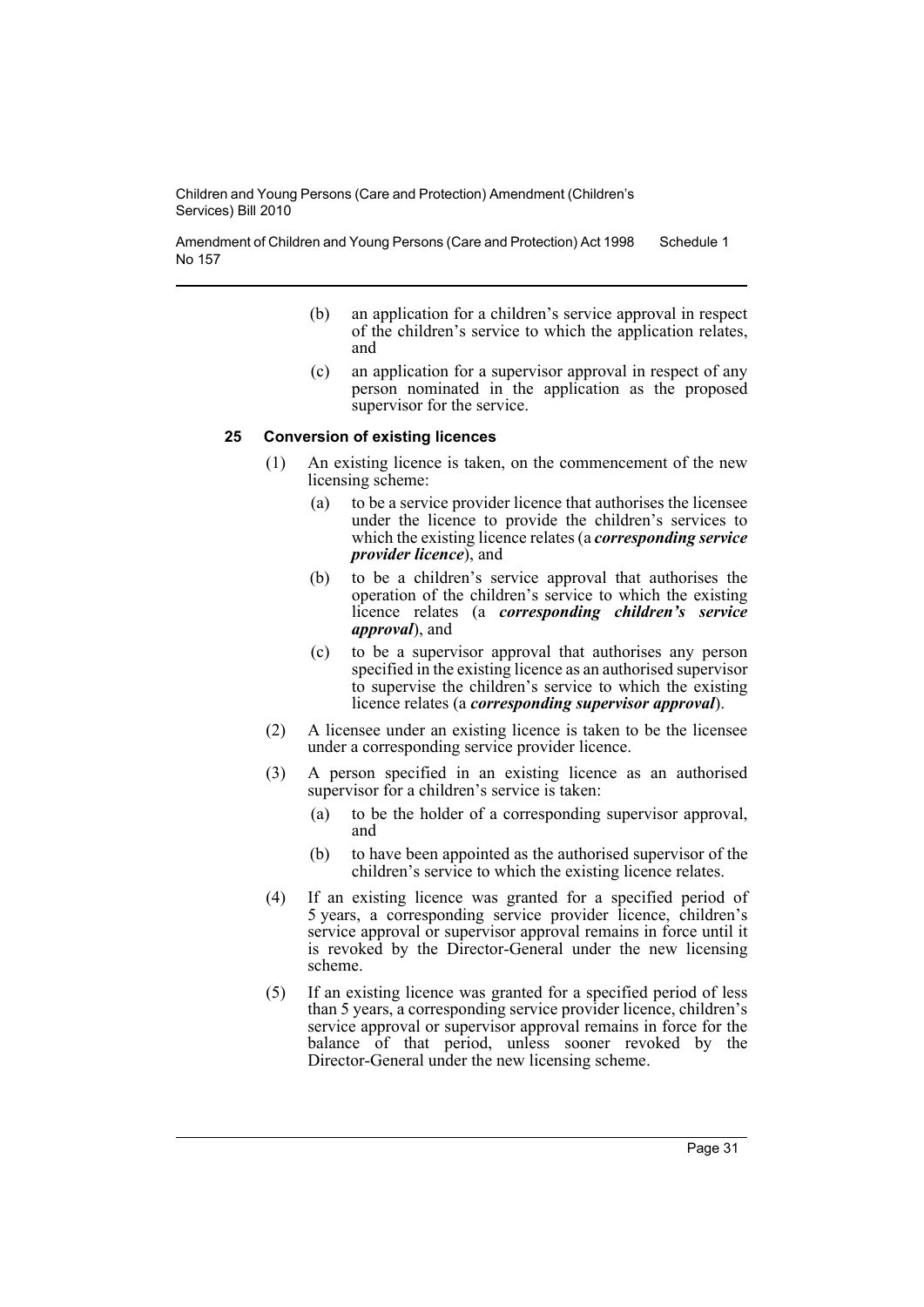(b) an application for a children's service approval in respect of the children's service to which the application relates, and

(c) an application for a supervisor approval in respect of any person nominated in the application as the proposed supervisor for the service.

### 25 Conversion of existing licences

(1) An existing licence is taken, on the commencement of the new licensing scheme:

(a) to be a service provider licence that authorises the licensee under the licence to provide the children's services to which the existing licence relates (a ***corresponding service provider licence***), and

(b) to be a children's service approval that authorises the operation of the children's service to which the existing licence relates (a ***corresponding children's service approval***), and

(c) to be a supervisor approval that authorises any person specified in the existing licence as an authorised supervisor to supervise the children's service to which the existing licence relates (a ***corresponding supervisor approval***).

(2) A licensee under an existing licence is taken to be the licensee under a corresponding service provider licence.

(3) A person specified in an existing licence as an authorised supervisor for a children's service is taken:

(a) to be the holder of a corresponding supervisor approval, and

(b) to have been appointed as the authorised supervisor of the children's service to which the existing licence relates.

(4) If an existing licence was granted for a specified period of 5 years, a corresponding service provider licence, children's service approval or supervisor approval remains in force until it is revoked by the Director-General under the new licensing scheme.

(5) If an existing licence was granted for a specified period of less than 5 years, a corresponding service provider licence, children's service approval or supervisor approval remains in force for the balance of that period, unless sooner revoked by the Director-General under the new licensing scheme.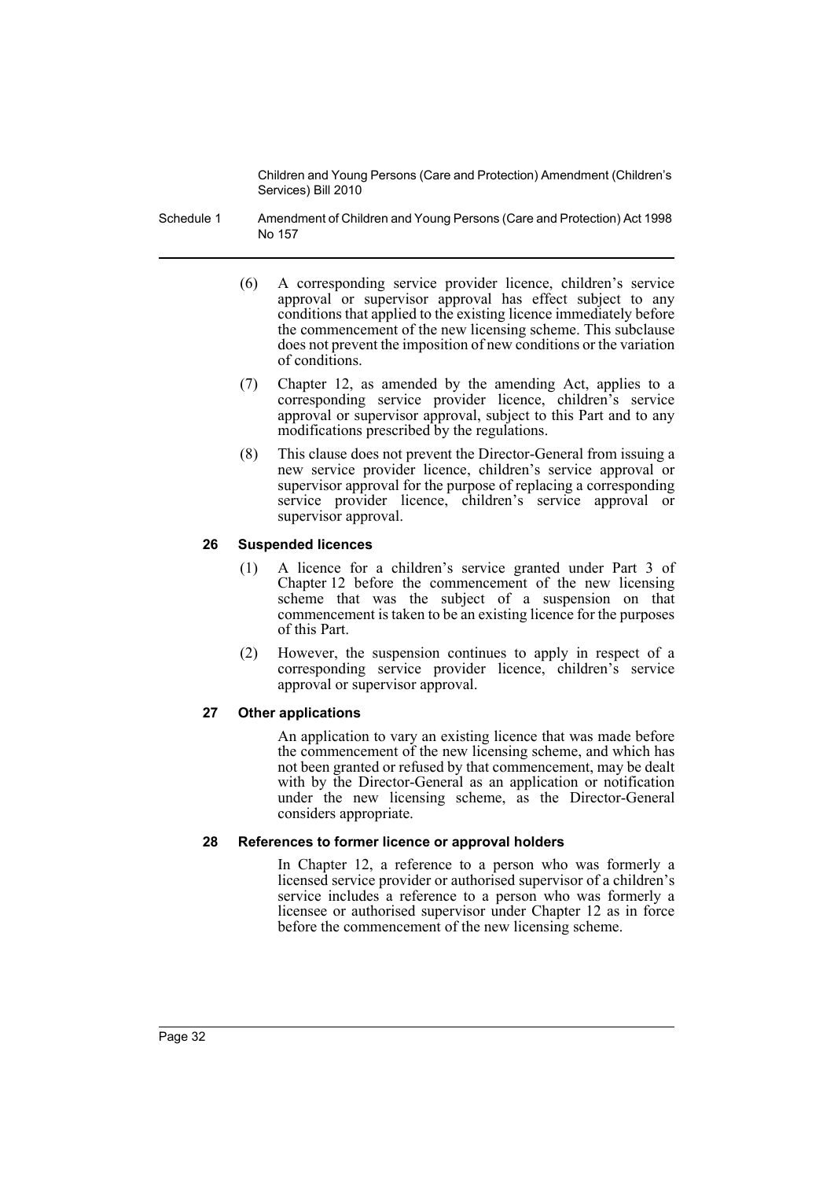(6) A corresponding service provider licence, children's service approval or supervisor approval has effect subject to any conditions that applied to the existing licence immediately before the commencement of the new licensing scheme. This subclause does not prevent the imposition of new conditions or the variation of conditions.

(7) Chapter 12, as amended by the amending Act, applies to a corresponding service provider licence, children's service approval or supervisor approval, subject to this Part and to any modifications prescribed by the regulations.

(8) This clause does not prevent the Director-General from issuing a new service provider licence, children's service approval or supervisor approval for the purpose of replacing a corresponding service provider licence, children's service approval or supervisor approval.

#### 26 Suspended licences

(1) A licence for a children's service granted under Part 3 of Chapter 12 before the commencement of the new licensing scheme that was the subject of a suspension on that commencement is taken to be an existing licence for the purposes of this Part.

(2) However, the suspension continues to apply in respect of a corresponding service provider licence, children's service approval or supervisor approval.

#### 27 Other applications

An application to vary an existing licence that was made before the commencement of the new licensing scheme, and which has not been granted or refused by that commencement, may be dealt with by the Director-General as an application or notification under the new licensing scheme, as the Director-General considers appropriate.

#### 28 References to former licence or approval holders

In Chapter 12, a reference to a person who was formerly a licensed service provider or authorised supervisor of a children's service includes a reference to a person who was formerly a licensee or authorised supervisor under Chapter 12 as in force before the commencement of the new licensing scheme.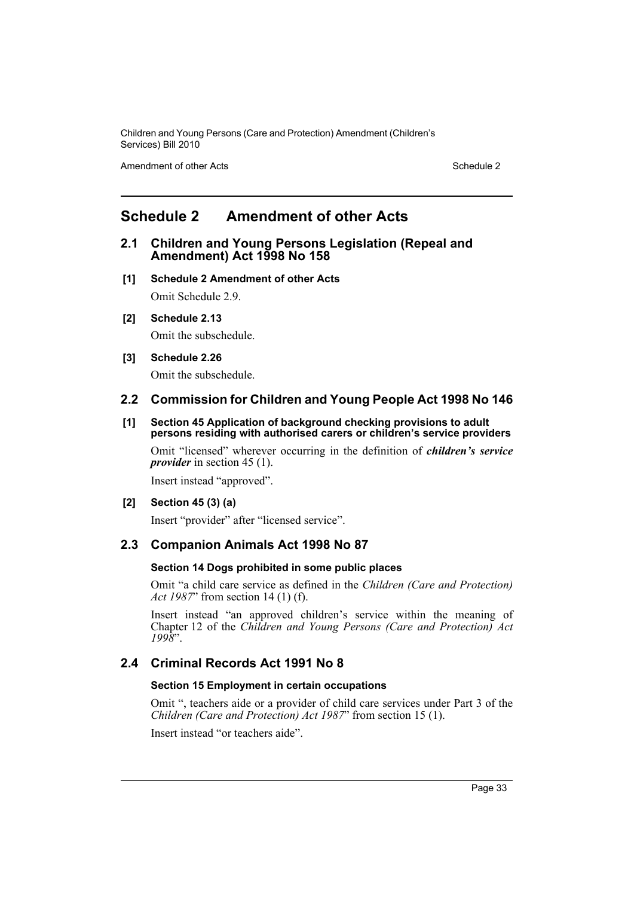# Schedule 2 Amendment of other Acts

## 2.1 Children and Young Persons Legislation (Repeal and Amendment) Act 1998 No 158

**[1] Schedule 2 Amendment of other Acts**

Omit Schedule 2.9.

**[2] Schedule 2.13**

Omit the subschedule.

**[3] Schedule 2.26**

Omit the subschedule.

## 2.2 Commission for Children and Young People Act 1998 No 146

**[1] Section 45 Application of background checking provisions to adult persons residing with authorised carers or children's service providers**

Omit "licensed" wherever occurring in the definition of ***children's service provider*** in section 45 (1).

Insert instead "approved".

**[2] Section 45 (3) (a)**

Insert "provider" after "licensed service".

## 2.3 Companion Animals Act 1998 No 87

**Section 14 Dogs prohibited in some public places**

Omit "a child care service as defined in the *Children (Care and Protection) Act 1987*" from section 14 (1) (f).

Insert instead "an approved children's service within the meaning of Chapter 12 of the *Children and Young Persons (Care and Protection) Act 1998*".

## 2.4 Criminal Records Act 1991 No 8

**Section 15 Employment in certain occupations**

Omit ", teachers aide or a provider of child care services under Part 3 of the *Children (Care and Protection) Act 1987*" from section 15 (1).

Insert instead "or teachers aide".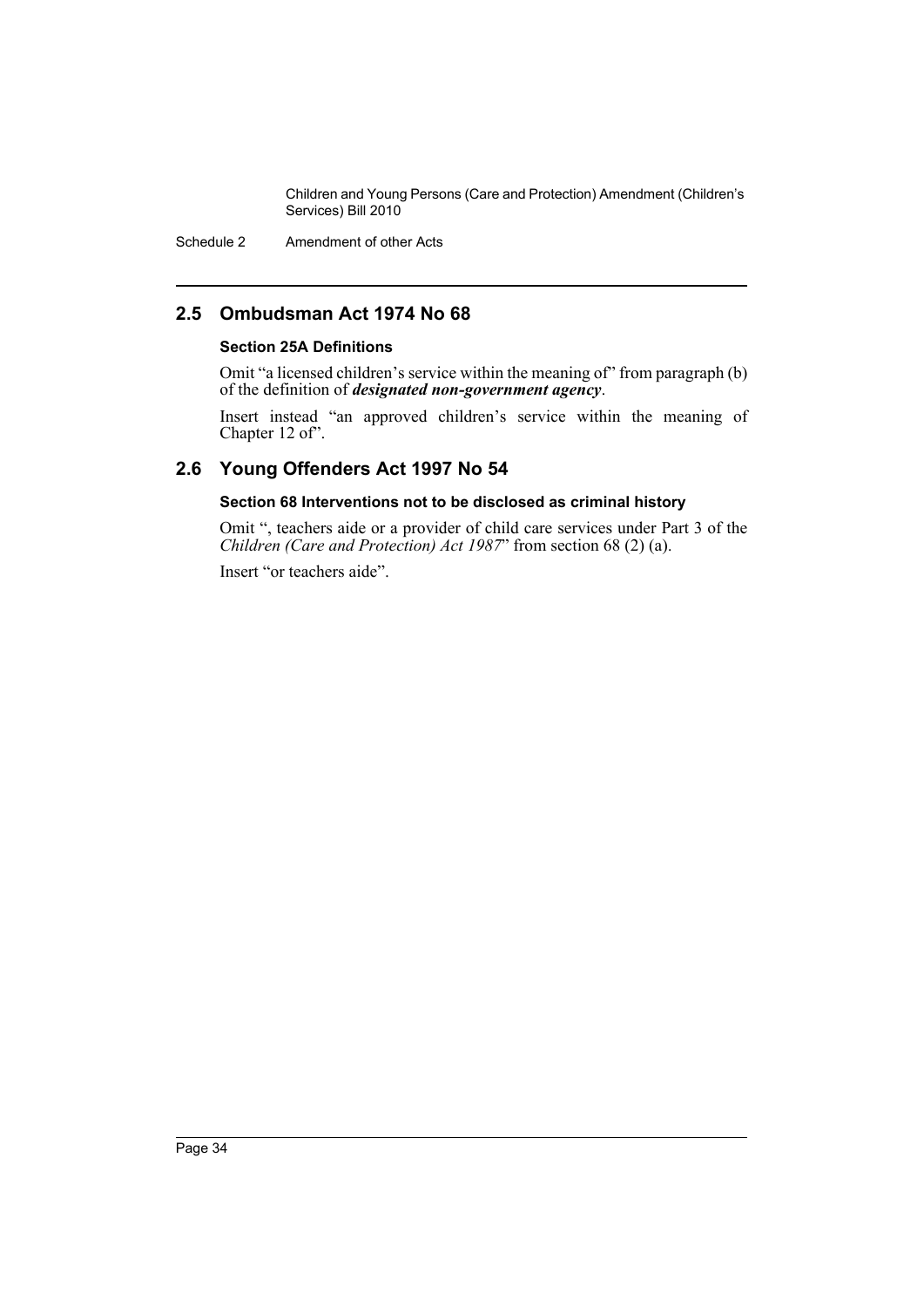## 2.5 Ombudsman Act 1974 No 68

### Section 25A Definitions

Omit "a licensed children's service within the meaning of" from paragraph (b) of the definition of ***designated non-government agency***.

Insert instead "an approved children's service within the meaning of Chapter 12 of".

## 2.6 Young Offenders Act 1997 No 54

### Section 68 Interventions not to be disclosed as criminal history

Omit ", teachers aide or a provider of child care services under Part 3 of the *Children (Care and Protection) Act 1987*" from section 68 (2) (a).

Insert "or teachers aide".